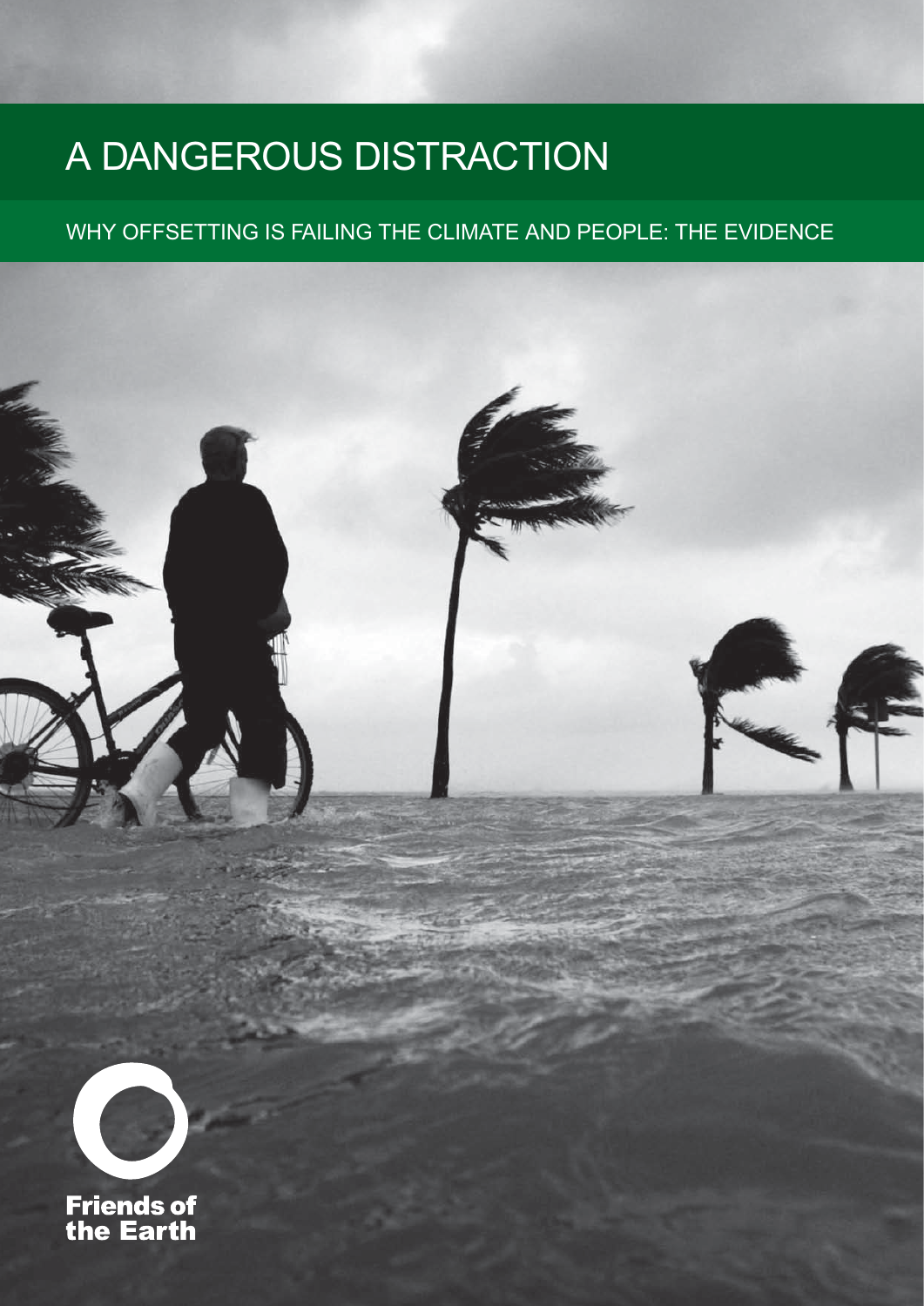# A DANGEROUS DISTRACTION

## WHY OFFSETTING IS FAILING THE CLIMATE AND PEOPLE: THE EVIDENCE

Friends of the Earth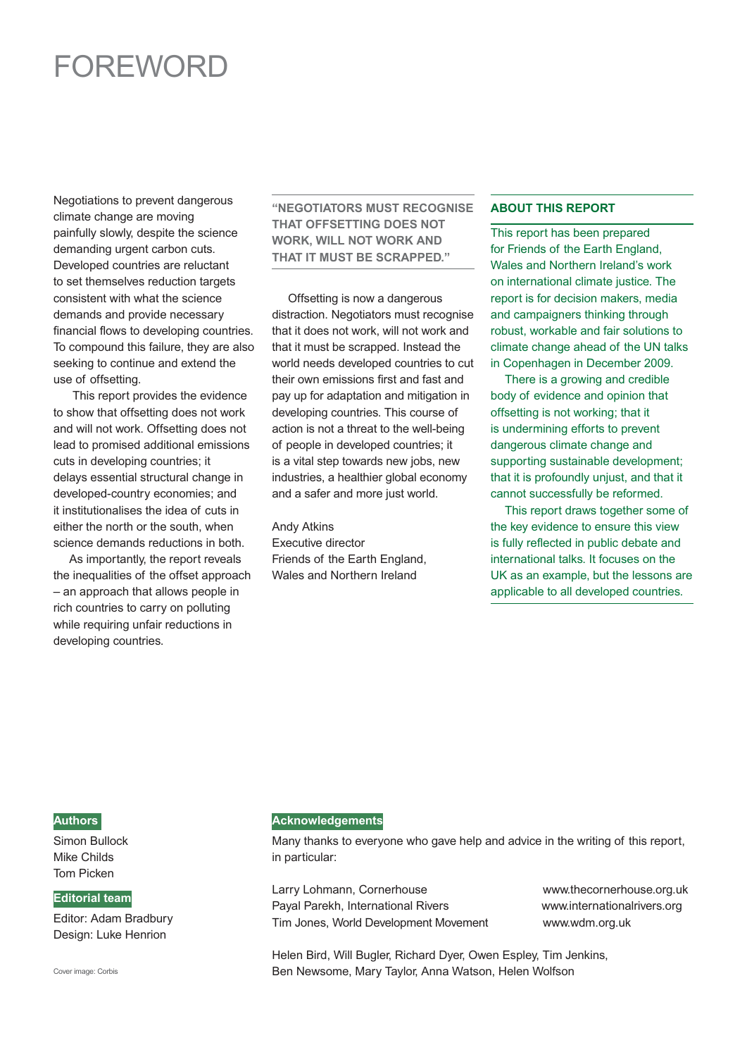# FOREWORD

Negotiations to prevent dangerous climate change are moving painfully slowly, despite the science demanding urgent carbon cuts. Developed countries are reluctant to set themselves reduction targets consistent with what the science demands and provide necessary financial flows to developing countries. To compound this failure, they are also seeking to continue and extend the use of offsetting.

This report provides the evidence to show that offsetting does not work and will not work. Offsetting does not lead to promised additional emissions cuts in developing countries; it delays essential structural change in developed-country economies; and it institutionalises the idea of cuts in either the north or the south, when science demands reductions in both.

As importantly, the report reveals the inequalities of the offset approach – an approach that allows people in rich countries to carry on polluting while requiring unfair reductions in developing countries.

**"NEGOTIATORS MUST RECOGNISE THAT OFFSETTING DOES NOT WORK, WILL NOT WORK AND THAT IT MUST BE SCRAPPED."**

Offsetting is now a dangerous distraction. Negotiators must recognise that it does not work, will not work and that it must be scrapped. Instead the world needs developed countries to cut their own emissions first and fast and pay up for adaptation and mitigation in developing countries. This course of action is not a threat to the well-being of people in developed countries; it is a vital step towards new jobs, new industries, a healthier global economy and a safer and more just world.

Andy Atkins
Executive director
Friends of the Earth England, Wales and Northern Ireland

## ABOUT THIS REPORT

This report has been prepared for Friends of the Earth England, Wales and Northern Ireland's work on international climate justice. The report is for decision makers, media and campaigners thinking through robust, workable and fair solutions to climate change ahead of the UN talks in Copenhagen in December 2009.

There is a growing and credible body of evidence and opinion that offsetting is not working; that it is undermining efforts to prevent dangerous climate change and supporting sustainable development; that it is profoundly unjust, and that it cannot successfully be reformed.

This report draws together some of the key evidence to ensure this view is fully reflected in public debate and international talks. It focuses on the UK as an example, but the lessons are applicable to all developed countries.

**Authors**

Simon Bullock
Mike Childs
Tom Picken

**Editorial team**

Editor: Adam Bradbury
Design: Luke Henrion

Cover image: Corbis

**Acknowledgements**

Many thanks to everyone who gave help and advice in the writing of this report, in particular:

Larry Lohmann, Cornerhouse — www.thecornerhouse.org.uk
Payal Parekh, International Rivers — www.internationalrivers.org
Tim Jones, World Development Movement — www.wdm.org.uk

Helen Bird, Will Bugler, Richard Dyer, Owen Espley, Tim Jenkins, Ben Newsome, Mary Taylor, Anna Watson, Helen Wolfson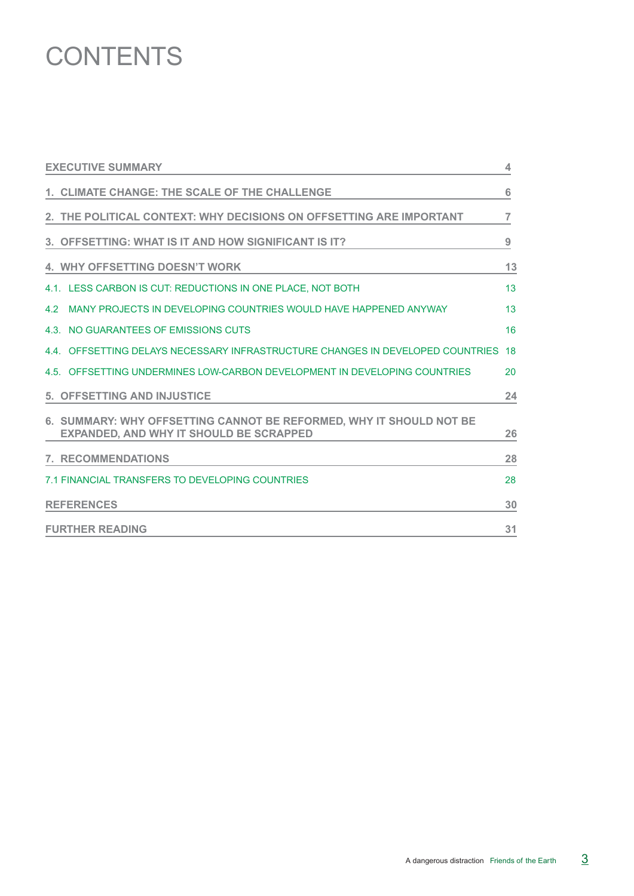# CONTENTS

| | |
|---|---|
| **EXECUTIVE SUMMARY** | **4** |
| **1. CLIMATE CHANGE: THE SCALE OF THE CHALLENGE** | **6** |
| **2. THE POLITICAL CONTEXT: WHY DECISIONS ON OFFSETTING ARE IMPORTANT** | **7** |
| **3. OFFSETTING: WHAT IS IT AND HOW SIGNIFICANT IS IT?** | **9** |
| **4. WHY OFFSETTING DOESN'T WORK** | **13** |
| 4.1. LESS CARBON IS CUT: REDUCTIONS IN ONE PLACE, NOT BOTH | 13 |
| 4.2 MANY PROJECTS IN DEVELOPING COUNTRIES WOULD HAVE HAPPENED ANYWAY | 13 |
| 4.3. NO GUARANTEES OF EMISSIONS CUTS | 16 |
| 4.4. OFFSETTING DELAYS NECESSARY INFRASTRUCTURE CHANGES IN DEVELOPED COUNTRIES | 18 |
| 4.5. OFFSETTING UNDERMINES LOW-CARBON DEVELOPMENT IN DEVELOPING COUNTRIES | 20 |
| **5. OFFSETTING AND INJUSTICE** | **24** |
| **6. SUMMARY: WHY OFFSETTING CANNOT BE REFORMED, WHY IT SHOULD NOT BE EXPANDED, AND WHY IT SHOULD BE SCRAPPED** | **26** |
| **7. RECOMMENDATIONS** | **28** |
| 7.1 FINANCIAL TRANSFERS TO DEVELOPING COUNTRIES | 28 |
| **REFERENCES** | **30** |
| **FURTHER READING** | **31** |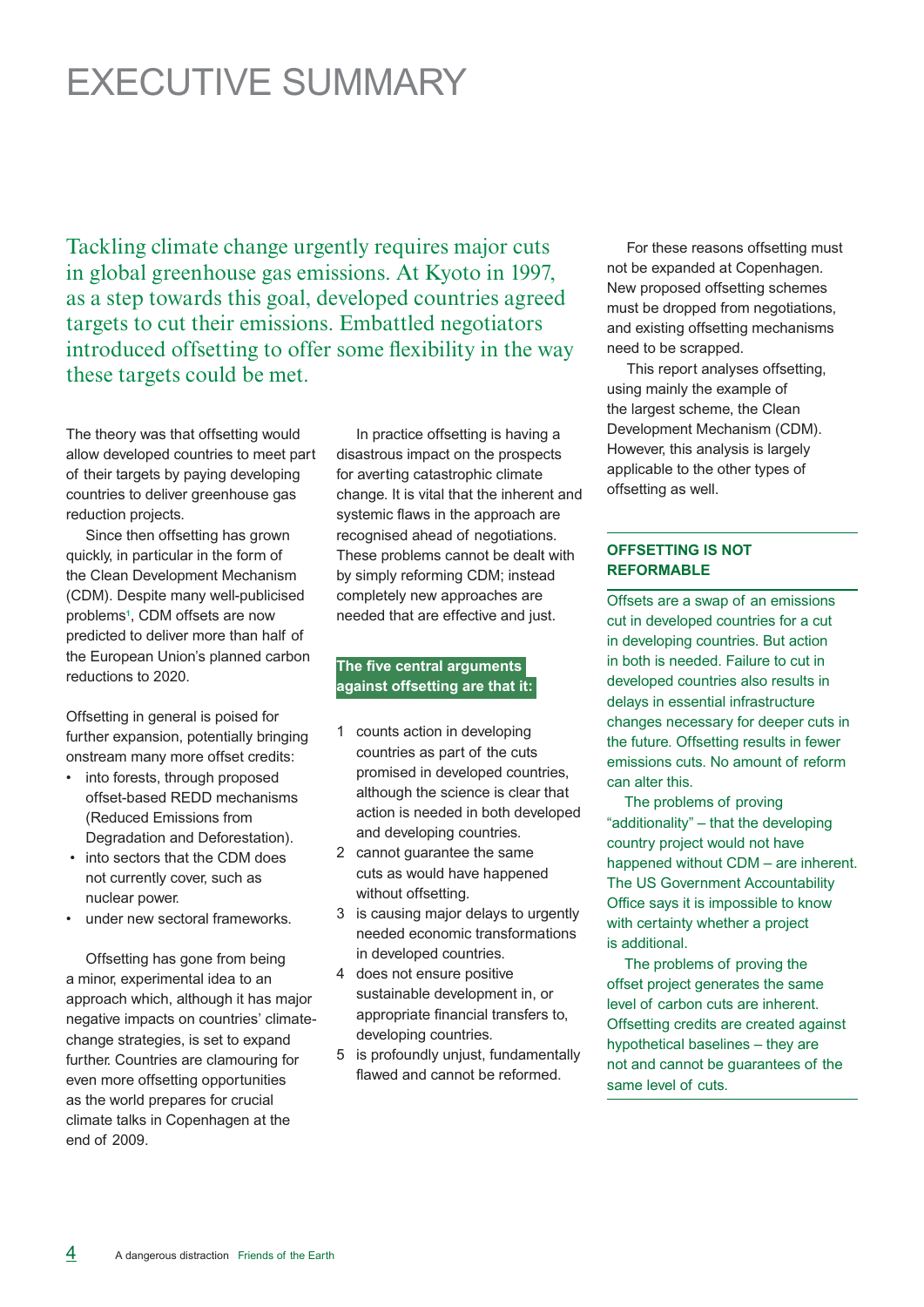# EXECUTIVE SUMMARY

Tackling climate change urgently requires major cuts in global greenhouse gas emissions. At Kyoto in 1997, as a step towards this goal, developed countries agreed targets to cut their emissions. Embattled negotiators introduced offsetting to offer some flexibility in the way these targets could be met.

The theory was that offsetting would allow developed countries to meet part of their targets by paying developing countries to deliver greenhouse gas reduction projects.

Since then offsetting has grown quickly, in particular in the form of the Clean Development Mechanism (CDM). Despite many well-publicised problems[1], CDM offsets are now predicted to deliver more than half of the European Union's planned carbon reductions to 2020.

Offsetting in general is poised for further expansion, potentially bringing onstream many more offset credits:

- into forests, through proposed offset-based REDD mechanisms (Reduced Emissions from Degradation and Deforestation).
- into sectors that the CDM does not currently cover, such as nuclear power.
- under new sectoral frameworks.

Offsetting has gone from being a minor, experimental idea to an approach which, although it has major negative impacts on countries' climate-change strategies, is set to expand further. Countries are clamouring for even more offsetting opportunities as the world prepares for crucial climate talks in Copenhagen at the end of 2009.

In practice offsetting is having a disastrous impact on the prospects for averting catastrophic climate change. It is vital that the inherent and systemic flaws in the approach are recognised ahead of negotiations. These problems cannot be dealt with by simply reforming CDM; instead completely new approaches are needed that are effective and just.

**The five central arguments against offsetting are that it:**

1. counts action in developing countries as part of the cuts promised in developed countries, although the science is clear that action is needed in both developed and developing countries.
2. cannot guarantee the same cuts as would have happened without offsetting.
3. is causing major delays to urgently needed economic transformations in developed countries.
4. does not ensure positive sustainable development in, or appropriate financial transfers to, developing countries.
5. is profoundly unjust, fundamentally flawed and cannot be reformed.

For these reasons offsetting must not be expanded at Copenhagen. New proposed offsetting schemes must be dropped from negotiations, and existing offsetting mechanisms need to be scrapped.

This report analyses offsetting, using mainly the example of the largest scheme, the Clean Development Mechanism (CDM). However, this analysis is largely applicable to the other types of offsetting as well.

## OFFSETTING IS NOT REFORMABLE

Offsets are a swap of an emissions cut in developed countries for a cut in developing countries. But action in both is needed. Failure to cut in developed countries also results in delays in essential infrastructure changes necessary for deeper cuts in the future. Offsetting results in fewer emissions cuts. No amount of reform can alter this.

The problems of proving "additionality" – that the developing country project would not have happened without CDM – are inherent. The US Government Accountability Office says it is impossible to know with certainty whether a project is additional.

The problems of proving the offset project generates the same level of carbon cuts are inherent. Offsetting credits are created against hypothetical baselines – they are not and cannot be guarantees of the same level of cuts.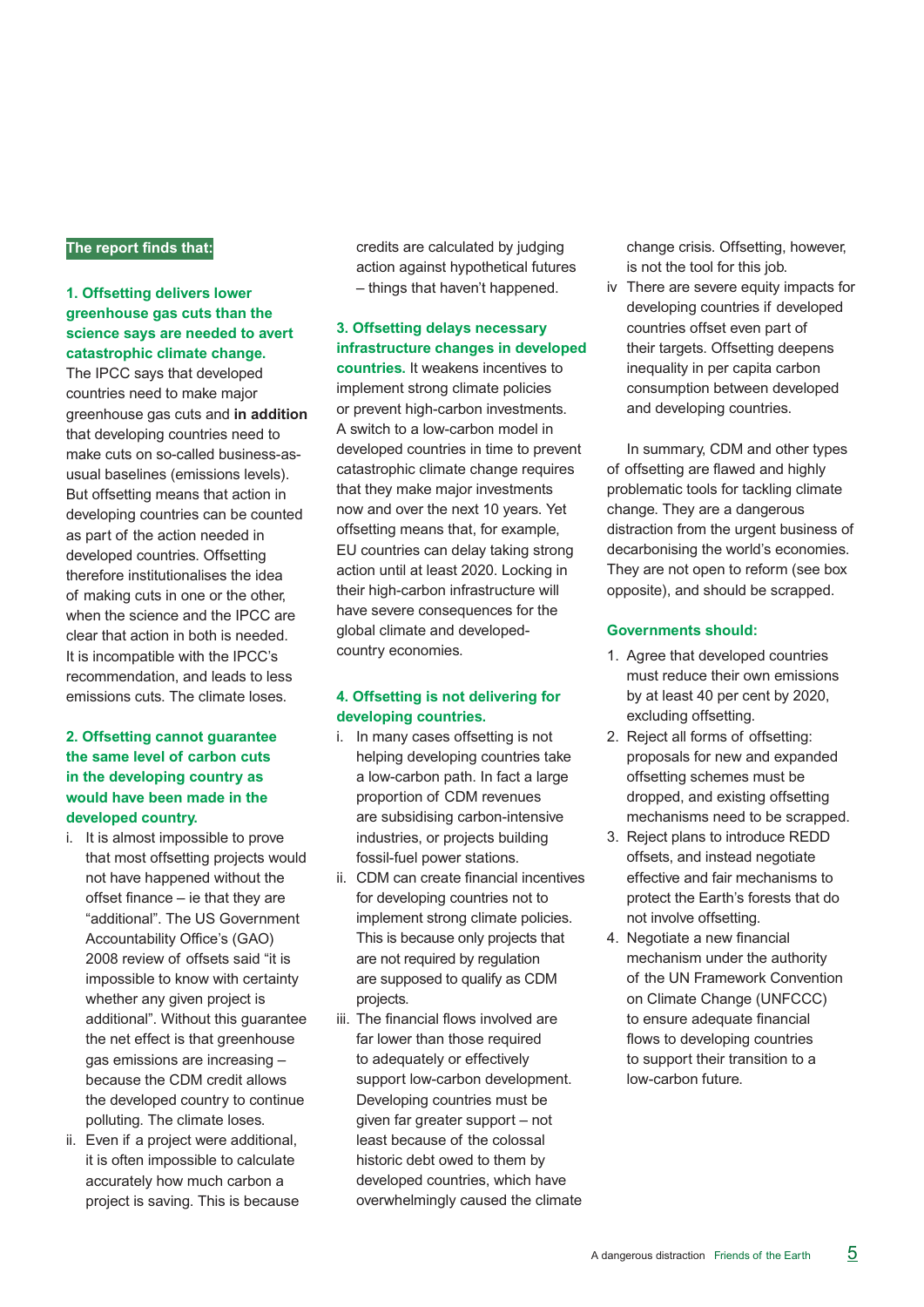**The report finds that:**

### 1. Offsetting delivers lower greenhouse gas cuts than the science says are needed to avert catastrophic climate change.

The IPCC says that developed countries need to make major greenhouse gas cuts and **in addition** that developing countries need to make cuts on so-called business-as-usual baselines (emissions levels). But offsetting means that action in developing countries can be counted as part of the action needed in developed countries. Offsetting therefore institutionalises the idea of making cuts in one or the other, when the science and the IPCC are clear that action in both is needed. It is incompatible with the IPCC's recommendation, and leads to less emissions cuts. The climate loses.

### 2. Offsetting cannot guarantee the same level of carbon cuts in the developing country as would have been made in the developed country.

i. It is almost impossible to prove that most offsetting projects would not have happened without the offset finance – ie that they are "additional". The US Government Accountability Office's (GAO) 2008 review of offsets said "it is impossible to know with certainty whether any given project is additional". Without this guarantee the net effect is that greenhouse gas emissions are increasing – because the CDM credit allows the developed country to continue polluting. The climate loses.

ii. Even if a project were additional, it is often impossible to calculate accurately how much carbon a project is saving. This is because credits are calculated by judging action against hypothetical futures – things that haven't happened.

### 3. Offsetting delays necessary infrastructure changes in developed countries.

It weakens incentives to implement strong climate policies or prevent high-carbon investments. A switch to a low-carbon model in developed countries in time to prevent catastrophic climate change requires that they make major investments now and over the next 10 years. Yet offsetting means that, for example, EU countries can delay taking strong action until at least 2020. Locking in their high-carbon infrastructure will have severe consequences for the global climate and developed-country economies.

### 4. Offsetting is not delivering for developing countries.

i. In many cases offsetting is not helping developing countries take a low-carbon path. In fact a large proportion of CDM revenues are subsidising carbon-intensive industries, or projects building fossil-fuel power stations.

ii. CDM can create financial incentives for developing countries not to implement strong climate policies. This is because only projects that are not required by regulation are supposed to qualify as CDM projects.

iii. The financial flows involved are far lower than those required to adequately or effectively support low-carbon development. Developing countries must be given far greater support – not least because of the colossal historic debt owed to them by developed countries, which have overwhelmingly caused the climate change crisis. Offsetting, however, is not the tool for this job.

iv There are severe equity impacts for developing countries if developed countries offset even part of their targets. Offsetting deepens inequality in per capita carbon consumption between developed and developing countries.

In summary, CDM and other types of offsetting are flawed and highly problematic tools for tackling climate change. They are a dangerous distraction from the urgent business of decarbonising the world's economies. They are not open to reform (see box opposite), and should be scrapped.

### Governments should:

1. Agree that developed countries must reduce their own emissions by at least 40 per cent by 2020, excluding offsetting.
2. Reject all forms of offsetting: proposals for new and expanded offsetting schemes must be dropped, and existing offsetting mechanisms need to be scrapped.
3. Reject plans to introduce REDD offsets, and instead negotiate effective and fair mechanisms to protect the Earth's forests that do not involve offsetting.
4. Negotiate a new financial mechanism under the authority of the UN Framework Convention on Climate Change (UNFCCC) to ensure adequate financial flows to developing countries to support their transition to a low-carbon future.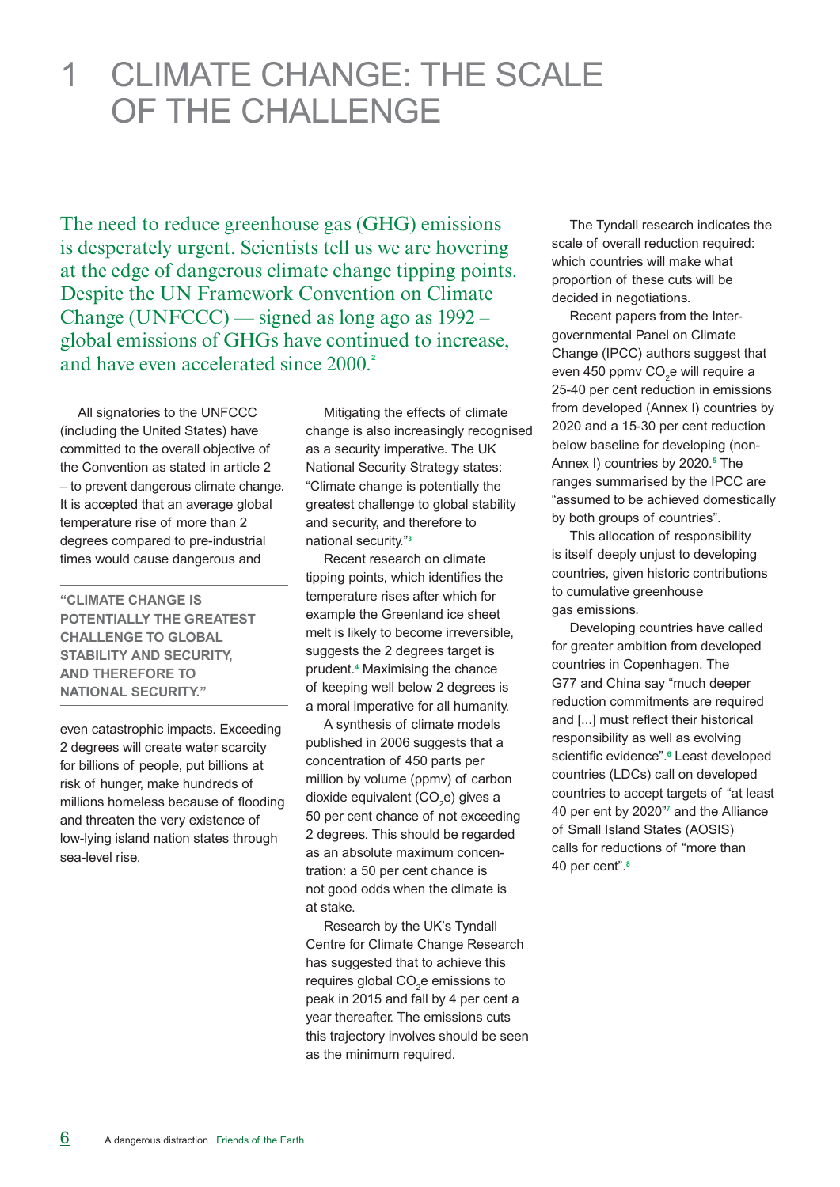# 1 CLIMATE CHANGE: THE SCALE OF THE CHALLENGE

The need to reduce greenhouse gas (GHG) emissions is desperately urgent. Scientists tell us we are hovering at the edge of dangerous climate change tipping points. Despite the UN Framework Convention on Climate Change (UNFCCC) — signed as long ago as 1992 – global emissions of GHGs have continued to increase, and have even accelerated since 2000.[2]

All signatories to the UNFCCC (including the United States) have committed to the overall objective of the Convention as stated in article 2 – to prevent dangerous climate change. It is accepted that an average global temperature rise of more than 2 degrees compared to pre-industrial times would cause dangerous and even catastrophic impacts. Exceeding 2 degrees will create water scarcity for billions of people, put billions at risk of hunger, make hundreds of millions homeless because of flooding and threaten the very existence of low-lying island nation states through sea-level rise.

> **"CLIMATE CHANGE IS POTENTIALLY THE GREATEST CHALLENGE TO GLOBAL STABILITY AND SECURITY, AND THEREFORE TO NATIONAL SECURITY."**

Mitigating the effects of climate change is also increasingly recognised as a security imperative. The UK National Security Strategy states: "Climate change is potentially the greatest challenge to global stability and security, and therefore to national security."[3]

Recent research on climate tipping points, which identifies the temperature rises after which for example the Greenland ice sheet melt is likely to become irreversible, suggests the 2 degrees target is prudent.[4] Maximising the chance of keeping well below 2 degrees is a moral imperative for all humanity.

A synthesis of climate models published in 2006 suggests that a concentration of 450 parts per million by volume (ppmv) of carbon dioxide equivalent ($CO_2e$) gives a 50 per cent chance of not exceeding 2 degrees. This should be regarded as an absolute maximum concentration: a 50 per cent chance is not good odds when the climate is at stake.

Research by the UK's Tyndall Centre for Climate Change Research has suggested that to achieve this requires global $CO_2e$ emissions to peak in 2015 and fall by 4 per cent a year thereafter. The emissions cuts this trajectory involves should be seen as the minimum required.

The Tyndall research indicates the scale of overall reduction required: which countries will make what proportion of these cuts will be decided in negotiations.

Recent papers from the Intergovernmental Panel on Climate Change (IPCC) authors suggest that even 450 ppmv $CO_2e$ will require a 25-40 per cent reduction in emissions from developed (Annex I) countries by 2020 and a 15-30 per cent reduction below baseline for developing (non-Annex I) countries by 2020.[5] The ranges summarised by the IPCC are "assumed to be achieved domestically by both groups of countries".

This allocation of responsibility is itself deeply unjust to developing countries, given historic contributions to cumulative greenhouse gas emissions.

Developing countries have called for greater ambition from developed countries in Copenhagen. The G77 and China say "much deeper reduction commitments are required and [...] must reflect their historical responsibility as well as evolving scientific evidence".[6] Least developed countries (LDCs) call on developed countries to accept targets of "at least 40 per ent by 2020"[7] and the Alliance of Small Island States (AOSIS) calls for reductions of "more than 40 per cent".[8]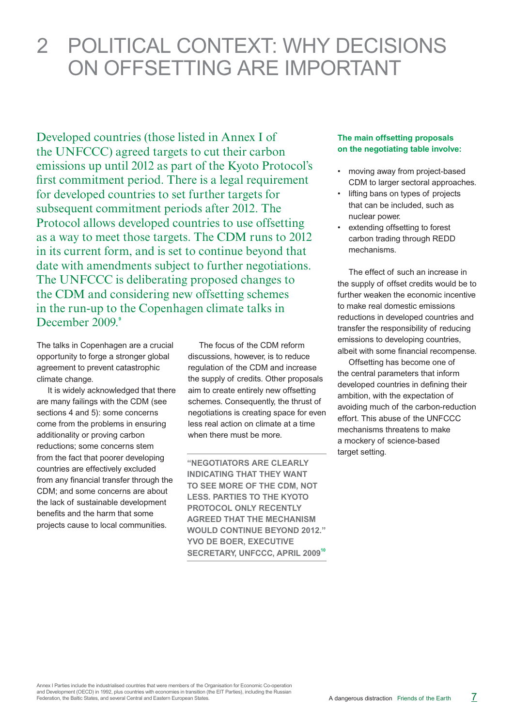# 2 POLITICAL CONTEXT: WHY DECISIONS ON OFFSETTING ARE IMPORTANT

Developed countries (those listed in Annex I of the UNFCCC) agreed targets to cut their carbon emissions up until 2012 as part of the Kyoto Protocol's first commitment period. There is a legal requirement for developed countries to set further targets for subsequent commitment periods after 2012. The Protocol allows developed countries to use offsetting as a way to meet those targets. The CDM runs to 2012 in its current form, and is set to continue beyond that date with amendments subject to further negotiations. The UNFCCC is deliberating proposed changes to the CDM and considering new offsetting schemes in the run-up to the Copenhagen climate talks in December 2009.[9]

The talks in Copenhagen are a crucial opportunity to forge a stronger global agreement to prevent catastrophic climate change.

It is widely acknowledged that there are many failings with the CDM (see sections 4 and 5): some concerns come from the problems in ensuring additionality or proving carbon reductions; some concerns stem from the fact that poorer developing countries are effectively excluded from any financial transfer through the CDM; and some concerns are about the lack of sustainable development benefits and the harm that some projects cause to local communities.

The focus of the CDM reform discussions, however, is to reduce regulation of the CDM and increase the supply of credits. Other proposals aim to create entirely new offsetting schemes. Consequently, the thrust of negotiations is creating space for even less real action on climate at a time when there must be more.

**"NEGOTIATORS ARE CLEARLY INDICATING THAT THEY WANT TO SEE MORE OF THE CDM, NOT LESS. PARTIES TO THE KYOTO PROTOCOL ONLY RECENTLY AGREED THAT THE MECHANISM WOULD CONTINUE BEYOND 2012." YVO DE BOER, EXECUTIVE SECRETARY, UNFCCC, APRIL 2009[10]**

**The main offsetting proposals on the negotiating table involve:**

- moving away from project-based CDM to larger sectoral approaches.
- lifting bans on types of projects that can be included, such as nuclear power.
- extending offsetting to forest carbon trading through REDD mechanisms.

The effect of such an increase in the supply of offset credits would be to further weaken the economic incentive to make real domestic emissions reductions in developed countries and transfer the responsibility of reducing emissions to developing countries, albeit with some financial recompense.

Offsetting has become one of the central parameters that inform developed countries in defining their ambition, with the expectation of avoiding much of the carbon-reduction effort. This abuse of the UNFCCC mechanisms threatens to make a mockery of science-based target setting.

Annex I Parties include the industrialised countries that were members of the Organisation for Economic Co-operation and Development (OECD) in 1992, plus countries with economies in transition (the EIT Parties), including the Russian Federation, the Baltic States, and several Central and Eastern European States.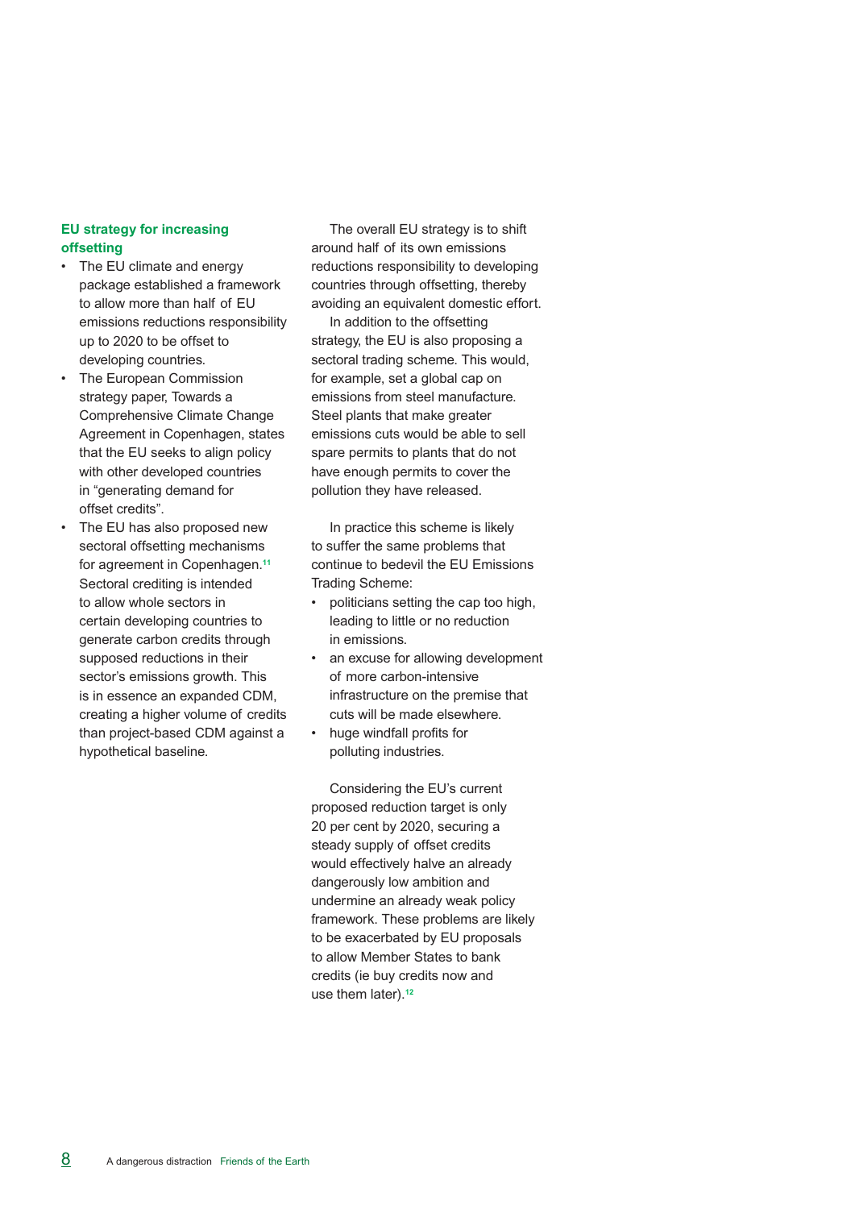## EU strategy for increasing offsetting

- The EU climate and energy package established a framework to allow more than half of EU emissions reductions responsibility up to 2020 to be offset to developing countries.
- The European Commission strategy paper, Towards a Comprehensive Climate Change Agreement in Copenhagen, states that the EU seeks to align policy with other developed countries in "generating demand for offset credits".
- The EU has also proposed new sectoral offsetting mechanisms for agreement in Copenhagen.[11] Sectoral crediting is intended to allow whole sectors in certain developing countries to generate carbon credits through supposed reductions in their sector's emissions growth. This is in essence an expanded CDM, creating a higher volume of credits than project-based CDM against a hypothetical baseline.

The overall EU strategy is to shift around half of its own emissions reductions responsibility to developing countries through offsetting, thereby avoiding an equivalent domestic effort.

In addition to the offsetting strategy, the EU is also proposing a sectoral trading scheme. This would, for example, set a global cap on emissions from steel manufacture. Steel plants that make greater emissions cuts would be able to sell spare permits to plants that do not have enough permits to cover the pollution they have released.

In practice this scheme is likely to suffer the same problems that continue to bedevil the EU Emissions Trading Scheme:

- politicians setting the cap too high, leading to little or no reduction in emissions.
- an excuse for allowing development of more carbon-intensive infrastructure on the premise that cuts will be made elsewhere.
- huge windfall profits for polluting industries.

Considering the EU's current proposed reduction target is only 20 per cent by 2020, securing a steady supply of offset credits would effectively halve an already dangerously low ambition and undermine an already weak policy framework. These problems are likely to be exacerbated by EU proposals to allow Member States to bank credits (ie buy credits now and use them later).[12]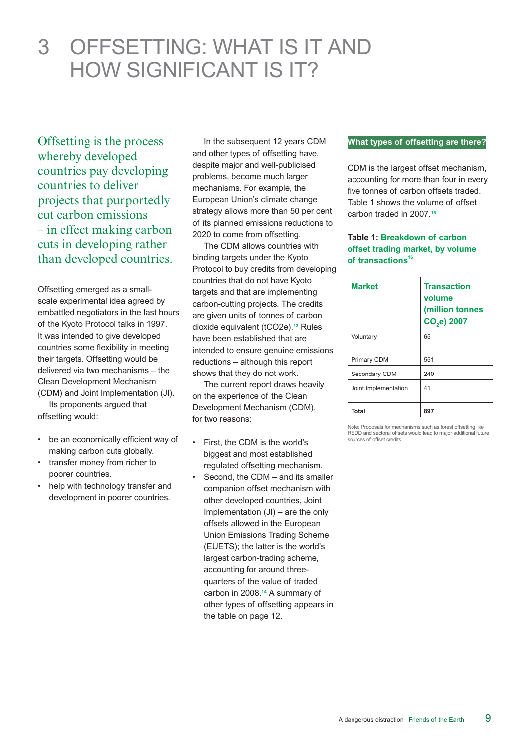# 3 OFFSETTING: WHAT IS IT AND HOW SIGNIFICANT IS IT?

Offsetting is the process whereby developed countries pay developing countries to deliver projects that purportedly cut carbon emissions – in effect making carbon cuts in developing rather than developed countries.

Offsetting emerged as a small-scale experimental idea agreed by embattled negotiators in the last hours of the Kyoto Protocol talks in 1997. It was intended to give developed countries some flexibility in meeting their targets. Offsetting would be delivered via two mechanisms – the Clean Development Mechanism (CDM) and Joint Implementation (JI).

Its proponents argued that offsetting would:

- be an economically efficient way of making carbon cuts globally.
- transfer money from richer to poorer countries.
- help with technology transfer and development in poorer countries.

In the subsequent 12 years CDM and other types of offsetting have, despite major and well-publicised problems, become much larger mechanisms. For example, the European Union's climate change strategy allows more than 50 per cent of its planned emissions reductions to 2020 to come from offsetting.

The CDM allows countries with binding targets under the Kyoto Protocol to buy credits from developing countries that do not have Kyoto targets and that are implementing carbon-cutting projects. The credits are given units of tonnes of carbon dioxide equivalent (tCO2e).[13] Rules have been established that are intended to ensure genuine emissions reductions – although this report shows that they do not work.

The current report draws heavily on the experience of the Clean Development Mechanism (CDM), for two reasons:

- First, the CDM is the world's biggest and most established regulated offsetting mechanism.
- Second, the CDM – and its smaller companion offset mechanism with other developed countries, Joint Implementation (JI) – are the only offsets allowed in the European Union Emissions Trading Scheme (EUETS); the latter is the world's largest carbon-trading scheme, accounting for around three-quarters of the value of traded carbon in 2008.[14] A summary of other types of offsetting appears in the table on page 12.

## What types of offsetting are there?

CDM is the largest offset mechanism, accounting for more than four in every five tonnes of carbon offsets traded. Table 1 shows the volume of offset carbon traded in 2007.[15]

**Table 1: Breakdown of carbon offset trading market, by volume of transactions**[16]

| Market | Transaction volume (million tonnes $CO_2e$) 2007 |
|---|---|
| Voluntary | 65 |
| Primary CDM | 551 |
| Secondary CDM | 240 |
| Joint Implementation | 41 |
| **Total** | **897** |

Note: Proposals for mechanisms such as forest offsetting like REDD and sectoral offsets would lead to major additional future sources of offset credits.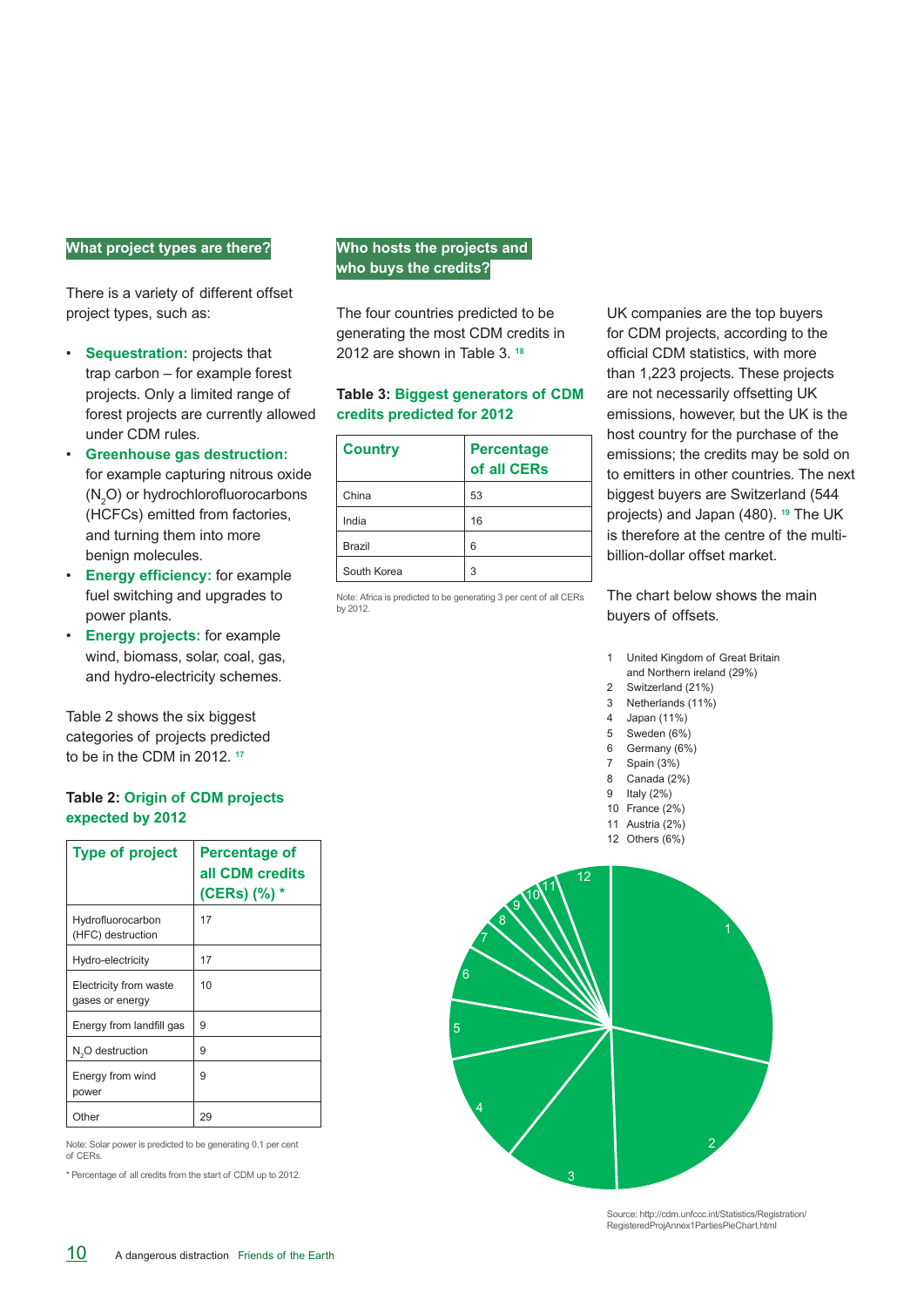## What project types are there?

There is a variety of different offset project types, such as:

- **Sequestration:** projects that trap carbon – for example forest projects. Only a limited range of forest projects are currently allowed under CDM rules.
- **Greenhouse gas destruction:** for example capturing nitrous oxide ($N_2O$) or hydrochlorofluorocarbons (HCFCs) emitted from factories, and turning them into more benign molecules.
- **Energy efficiency:** for example fuel switching and upgrades to power plants.
- **Energy projects:** for example wind, biomass, solar, coal, gas, and hydro-electricity schemes.

Table 2 shows the six biggest categories of projects predicted to be in the CDM in 2012. [17]

**Table 2: Origin of CDM projects expected by 2012**

| Type of project | Percentage of all CDM credits (CERs) (%) * |
|---|---|
| Hydrofluorocarbon (HFC) destruction | 17 |
| Hydro-electricity | 17 |
| Electricity from waste gases or energy | 10 |
| Energy from landfill gas | 9 |
| $N_2O$ destruction | 9 |
| Energy from wind power | 9 |
| Other | 29 |

Note: Solar power is predicted to be generating 0.1 per cent of CERs.

* Percentage of all credits from the start of CDM up to 2012.

## Who hosts the projects and who buys the credits?

The four countries predicted to be generating the most CDM credits in 2012 are shown in Table 3. [18]

**Table 3: Biggest generators of CDM credits predicted for 2012**

| Country | Percentage of all CERs |
|---|---|
| China | 53 |
| India | 16 |
| Brazil | 6 |
| South Korea | 3 |

Note: Africa is predicted to be generating 3 per cent of all CERs by 2012.

UK companies are the top buyers for CDM projects, according to the official CDM statistics, with more than 1,223 projects. These projects are not necessarily offsetting UK emissions, however, but the UK is the host country for the purchase of the emissions; the credits may be sold on to emitters in other countries. The next biggest buyers are Switzerland (544 projects) and Japan (480). [19] The UK is therefore at the centre of the multi-billion-dollar offset market.

The chart below shows the main buyers of offsets.

1. United Kingdom of Great Britain and Northern ireland (29%)
2. Switzerland (21%)
3. Netherlands (11%)
4. Japan (11%)
5. Sweden (6%)
6. Germany (6%)
7. Spain (3%)
8. Canada (2%)
9. Italy (2%)
10. France (2%)
11. Austria (2%)
12. Others (6%)

Source: http://cdm.unfccc.int/Statistics/Registration/RegisteredProjAnnex1PartiesPieChart.html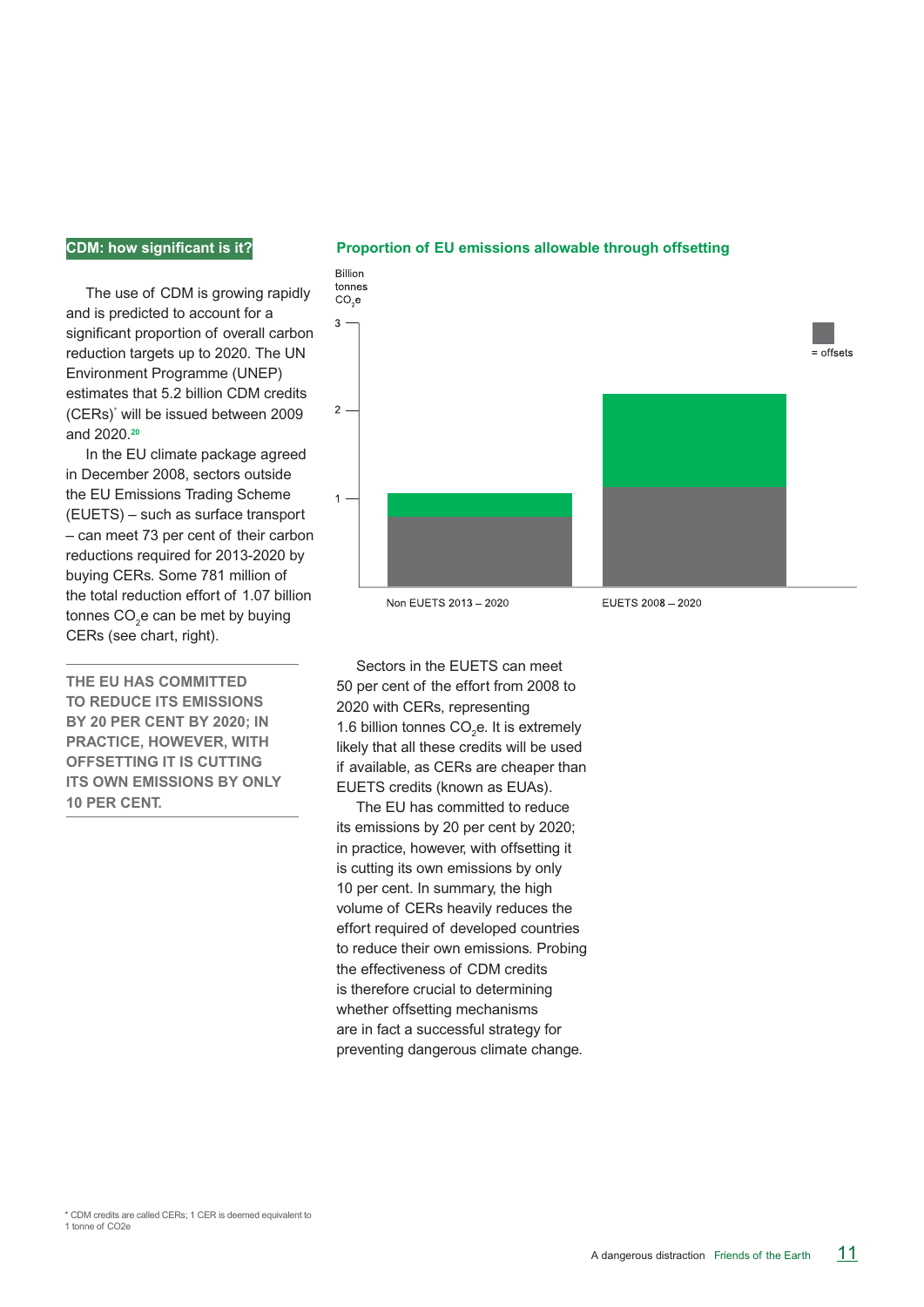## CDM: how significant is it?

The use of CDM is growing rapidly and is predicted to account for a significant proportion of overall carbon reduction targets up to 2020. The UN Environment Programme (UNEP) estimates that 5.2 billion CDM credits (CERs)* will be issued between 2009 and 2020.[20]

In the EU climate package agreed in December 2008, sectors outside the EU Emissions Trading Scheme (EUETS) – such as surface transport – can meet 73 per cent of their carbon reductions required for 2013-2020 by buying CERs. Some 781 million of the total reduction effort of 1.07 billion tonnes $CO_2e$ can be met by buying CERs (see chart, right).

**THE EU HAS COMMITTED TO REDUCE ITS EMISSIONS BY 20 PER CENT BY 2020; IN PRACTICE, HOWEVER, WITH OFFSETTING IT IS CUTTING ITS OWN EMISSIONS BY ONLY 10 PER CENT.**

### Proportion of EU emissions allowable through offsetting

Billion tonnes $CO_2e$

Non EUETS 2013 – 2020 | EUETS 2008 – 2020

= offsets

Sectors in the EUETS can meet 50 per cent of the effort from 2008 to 2020 with CERs, representing 1.6 billion tonnes $CO_2e$. It is extremely likely that all these credits will be used if available, as CERs are cheaper than EUETS credits (known as EUAs).

The EU has committed to reduce its emissions by 20 per cent by 2020; in practice, however, with offsetting it is cutting its own emissions by only 10 per cent. In summary, the high volume of CERs heavily reduces the effort required of developed countries to reduce their own emissions. Probing the effectiveness of CDM credits is therefore crucial to determining whether offsetting mechanisms are in fact a successful strategy for preventing dangerous climate change.

\* CDM credits are called CERs; 1 CER is deemed equivalent to 1 tonne of CO2e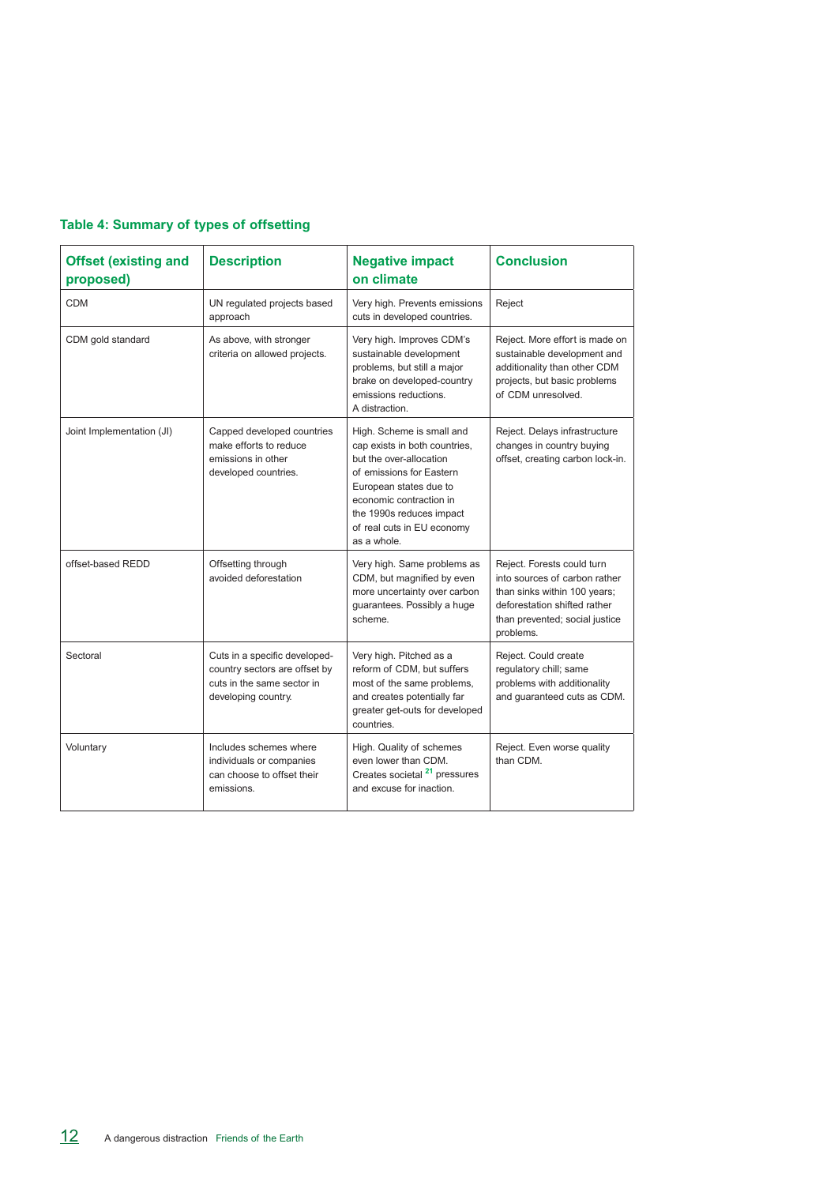### Table 4: Summary of types of offsetting

| Offset (existing and proposed) | Description | Negative impact on climate | Conclusion |
|---|---|---|---|
| CDM | UN regulated projects based approach | Very high. Prevents emissions cuts in developed countries. | Reject |
| CDM gold standard | As above, with stronger criteria on allowed projects. | Very high. Improves CDM's sustainable development problems, but still a major brake on developed-country emissions reductions. A distraction. | Reject. More effort is made on sustainable development and additionality than other CDM projects, but basic problems of CDM unresolved. |
| Joint Implementation (JI) | Capped developed countries make efforts to reduce emissions in other developed countries. | High. Scheme is small and cap exists in both countries, but the over-allocation of emissions for Eastern European states due to economic contraction in the 1990s reduces impact of real cuts in EU economy as a whole. | Reject. Delays infrastructure changes in country buying offset, creating carbon lock-in. |
| offset-based REDD | Offsetting through avoided deforestation | Very high. Same problems as CDM, but magnified by even more uncertainty over carbon guarantees. Possibly a huge scheme. | Reject. Forests could turn into sources of carbon rather than sinks within 100 years; deforestation shifted rather than prevented; social justice problems. |
| Sectoral | Cuts in a specific developed-country sectors are offset by cuts in the same sector in developing country. | Very high. Pitched as a reform of CDM, but suffers most of the same problems, and creates potentially far greater get-outs for developed countries. | Reject. Could create regulatory chill; same problems with additionality and guaranteed cuts as CDM. |
| Voluntary | Includes schemes where individuals or companies can choose to offset their emissions. | High. Quality of schemes even lower than CDM. Creates societal [21] pressures and excuse for inaction. | Reject. Even worse quality than CDM. |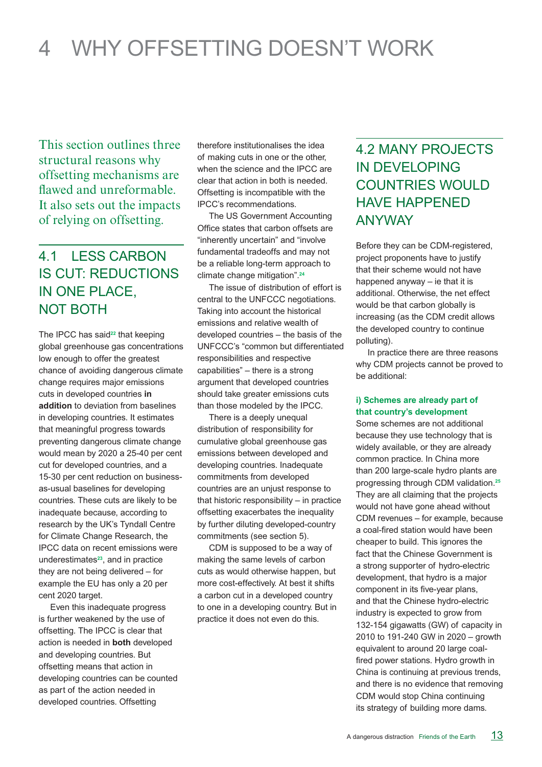# 4 WHY OFFSETTING DOESN'T WORK

This section outlines three structural reasons why offsetting mechanisms are flawed and unreformable. It also sets out the impacts of relying on offsetting.

## 4.1 LESS CARBON IS CUT: REDUCTIONS IN ONE PLACE, NOT BOTH

The IPCC has said[22] that keeping global greenhouse gas concentrations low enough to offer the greatest chance of avoiding dangerous climate change requires major emissions cuts in developed countries **in addition** to deviation from baselines in developing countries. It estimates that meaningful progress towards preventing dangerous climate change would mean by 2020 a 25-40 per cent cut for developed countries, and a 15-30 per cent reduction on business-as-usual baselines for developing countries. These cuts are likely to be inadequate because, according to research by the UK's Tyndall Centre for Climate Change Research, the IPCC data on recent emissions were underestimates[23], and in practice they are not being delivered – for example the EU has only a 20 per cent 2020 target.

Even this inadequate progress is further weakened by the use of offsetting. The IPCC is clear that action is needed in **both** developed and developing countries. But offsetting means that action in developing countries can be counted as part of the action needed in developed countries. Offsetting therefore institutionalises the idea of making cuts in one or the other, when the science and the IPCC are clear that action in both is needed. Offsetting is incompatible with the IPCC's recommendations.

The US Government Accounting Office states that carbon offsets are "inherently uncertain" and "involve fundamental tradeoffs and may not be a reliable long-term approach to climate change mitigation".[24]

The issue of distribution of effort is central to the UNFCCC negotiations. Taking into account the historical emissions and relative wealth of developed countries – the basis of the UNFCCC's "common but differentiated responsibilities and respective capabilities" – there is a strong argument that developed countries should take greater emissions cuts than those modeled by the IPCC.

There is a deeply unequal distribution of responsibility for cumulative global greenhouse gas emissions between developed and developing countries. Inadequate commitments from developed countries are an unjust response to that historic responsibility – in practice offsetting exacerbates the inequality by further diluting developed-country commitments (see section 5).

CDM is supposed to be a way of making the same levels of carbon cuts as would otherwise happen, but more cost-effectively. At best it shifts a carbon cut in a developed country to one in a developing country. But in practice it does not even do this.

## 4.2 MANY PROJECTS IN DEVELOPING COUNTRIES WOULD HAVE HAPPENED ANYWAY

Before they can be CDM-registered, project proponents have to justify that their scheme would not have happened anyway – ie that it is additional. Otherwise, the net effect would be that carbon globally is increasing (as the CDM credit allows the developed country to continue polluting).

In practice there are three reasons why CDM projects cannot be proved to be additional:

### i) Schemes are already part of that country's development

Some schemes are not additional because they use technology that is widely available, or they are already common practice. In China more than 200 large-scale hydro plants are progressing through CDM validation.[25] They are all claiming that the projects would not have gone ahead without CDM revenues – for example, because a coal-fired station would have been cheaper to build. This ignores the fact that the Chinese Government is a strong supporter of hydro-electric development, that hydro is a major component in its five-year plans, and that the Chinese hydro-electric industry is expected to grow from 132-154 gigawatts (GW) of capacity in 2010 to 191-240 GW in 2020 – growth equivalent to around 20 large coal-fired power stations. Hydro growth in China is continuing at previous trends, and there is no evidence that removing CDM would stop China continuing its strategy of building more dams.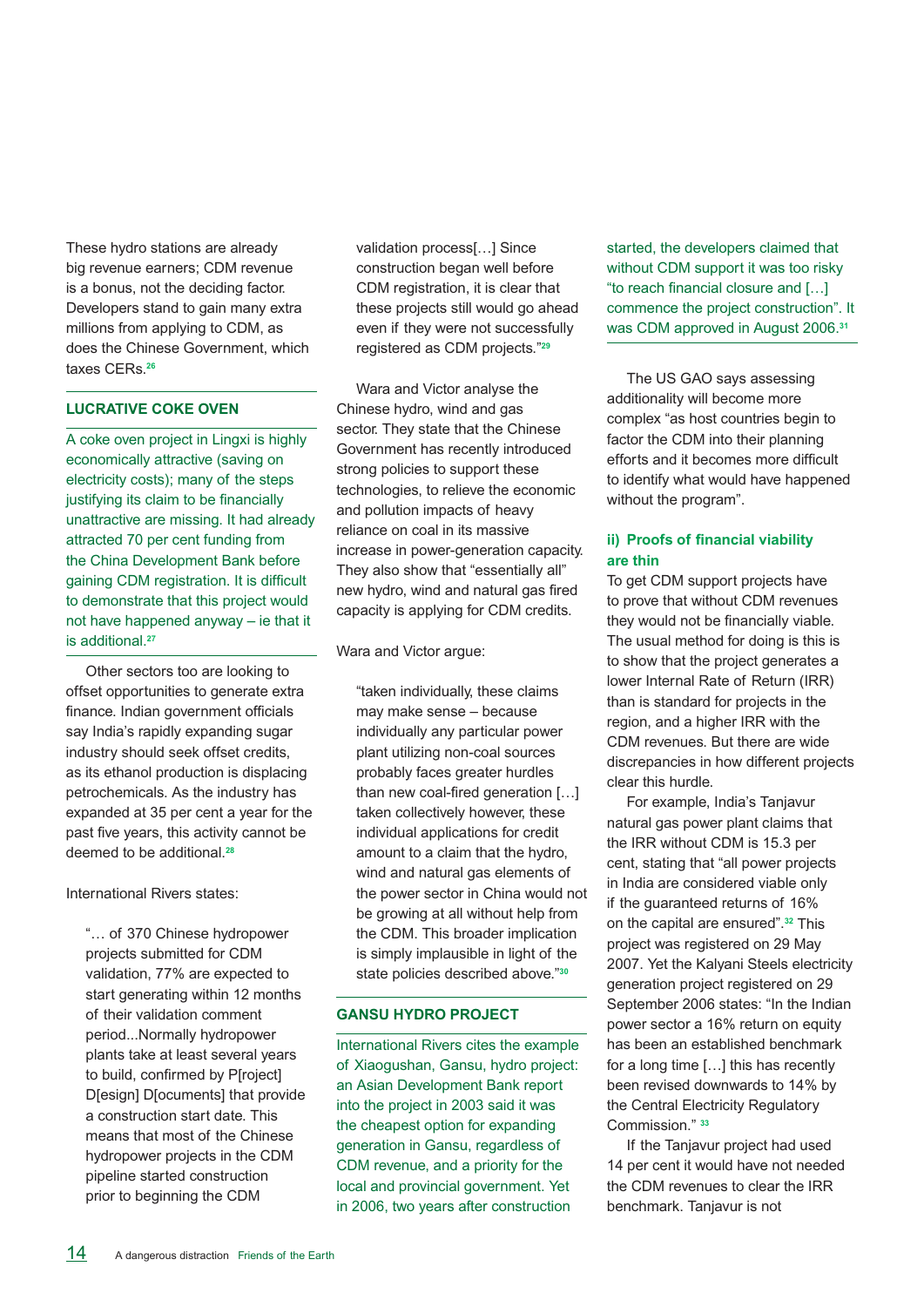These hydro stations are already big revenue earners; CDM revenue is a bonus, not the deciding factor. Developers stand to gain many extra millions from applying to CDM, as does the Chinese Government, which taxes CERs.[26]

### LUCRATIVE COKE OVEN

A coke oven project in Lingxi is highly economically attractive (saving on electricity costs); many of the steps justifying its claim to be financially unattractive are missing. It had already attracted 70 per cent funding from the China Development Bank before gaining CDM registration. It is difficult to demonstrate that this project would not have happened anyway – ie that it is additional.[27]

Other sectors too are looking to offset opportunities to generate extra finance. Indian government officials say India's rapidly expanding sugar industry should seek offset credits, as its ethanol production is displacing petrochemicals. As the industry has expanded at 35 per cent a year for the past five years, this activity cannot be deemed to be additional.[28]

International Rivers states:

> "… of 370 Chinese hydropower projects submitted for CDM validation, 77% are expected to start generating within 12 months of their validation comment period...Normally hydropower plants take at least several years to build, confirmed by P[roject] D[esign] D[ocuments] that provide a construction start date. This means that most of the Chinese hydropower projects in the CDM pipeline started construction prior to beginning the CDM validation process[…] Since construction began well before CDM registration, it is clear that these projects still would go ahead even if they were not successfully registered as CDM projects."[29]

Wara and Victor analyse the Chinese hydro, wind and gas sector. They state that the Chinese Government has recently introduced strong policies to support these technologies, to relieve the economic and pollution impacts of heavy reliance on coal in its massive increase in power-generation capacity. They also show that "essentially all" new hydro, wind and natural gas fired capacity is applying for CDM credits.

Wara and Victor argue:

> "taken individually, these claims may make sense – because individually any particular power plant utilizing non-coal sources probably faces greater hurdles than new coal-fired generation […] taken collectively however, these individual applications for credit amount to a claim that the hydro, wind and natural gas elements of the power sector in China would not be growing at all without help from the CDM. This broader implication is simply implausible in light of the state policies described above."[30]

### GANSU HYDRO PROJECT

International Rivers cites the example of Xiaogushan, Gansu, hydro project: an Asian Development Bank report into the project in 2003 said it was the cheapest option for expanding generation in Gansu, regardless of CDM revenue, and a priority for the local and provincial government. Yet in 2006, two years after construction started, the developers claimed that without CDM support it was too risky "to reach financial closure and […] commence the project construction". It was CDM approved in August 2006.[31]

The US GAO says assessing additionality will become more complex "as host countries begin to factor the CDM into their planning efforts and it becomes more difficult to identify what would have happened without the program".

### ii) Proofs of financial viability are thin

To get CDM support projects have to prove that without CDM revenues they would not be financially viable. The usual method for doing is this is to show that the project generates a lower Internal Rate of Return (IRR) than is standard for projects in the region, and a higher IRR with the CDM revenues. But there are wide discrepancies in how different projects clear this hurdle.

For example, India's Tanjavur natural gas power plant claims that the IRR without CDM is 15.3 per cent, stating that "all power projects in India are considered viable only if the guaranteed returns of 16% on the capital are ensured".[32] This project was registered on 29 May 2007. Yet the Kalyani Steels electricity generation project registered on 29 September 2006 states: "In the Indian power sector a 16% return on equity has been an established benchmark for a long time […] this has recently been revised downwards to 14% by the Central Electricity Regulatory Commission." [33]

If the Tanjavur project had used 14 per cent it would have not needed the CDM revenues to clear the IRR benchmark. Tanjavur is not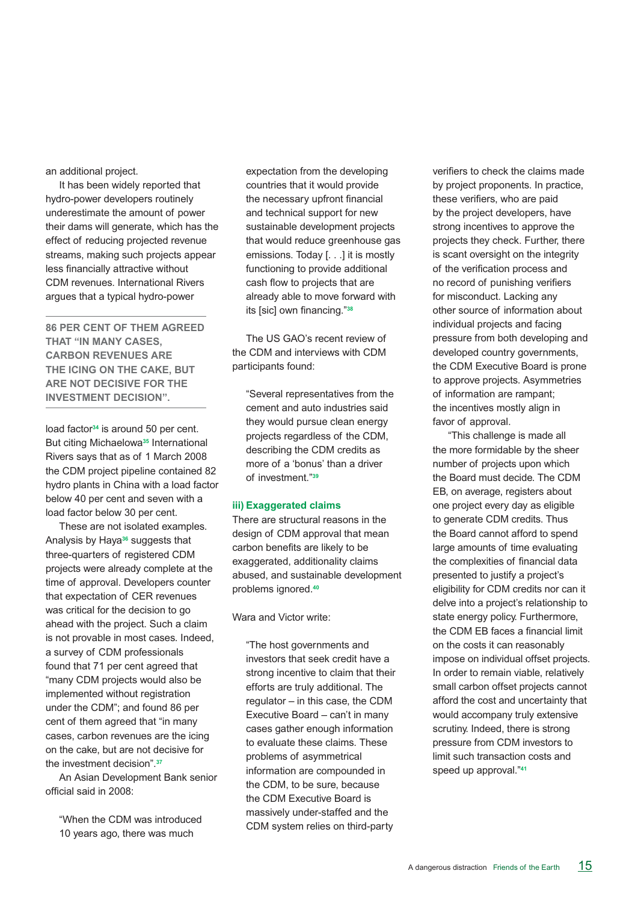an additional project.

It has been widely reported that hydro-power developers routinely underestimate the amount of power their dams will generate, which has the effect of reducing projected revenue streams, making such projects appear less financially attractive without CDM revenues. International Rivers argues that a typical hydro-power load factor[34] is around 50 per cent. But citing Michaelowa[35] International Rivers says that as of 1 March 2008 the CDM project pipeline contained 82 hydro plants in China with a load factor below 40 per cent and seven with a load factor below 30 per cent.

**86 PER CENT OF THEM AGREED THAT "IN MANY CASES, CARBON REVENUES ARE THE ICING ON THE CAKE, BUT ARE NOT DECISIVE FOR THE INVESTMENT DECISION".**

These are not isolated examples. Analysis by Haya[36] suggests that three-quarters of registered CDM projects were already complete at the time of approval. Developers counter that expectation of CER revenues was critical for the decision to go ahead with the project. Such a claim is not provable in most cases. Indeed, a survey of CDM professionals found that 71 per cent agreed that "many CDM projects would also be implemented without registration under the CDM"; and found 86 per cent of them agreed that "in many cases, carbon revenues are the icing on the cake, but are not decisive for the investment decision".[37]

An Asian Development Bank senior official said in 2008:

> "When the CDM was introduced 10 years ago, there was much expectation from the developing countries that it would provide the necessary upfront financial and technical support for new sustainable development projects that would reduce greenhouse gas emissions. Today [. . .] it is mostly functioning to provide additional cash flow to projects that are already able to move forward with its [sic] own financing."[38]

The US GAO's recent review of the CDM and interviews with CDM participants found:

> "Several representatives from the cement and auto industries said they would pursue clean energy projects regardless of the CDM, describing the CDM credits as more of a 'bonus' than a driver of investment."[39]

### iii) Exaggerated claims

There are structural reasons in the design of CDM approval that mean carbon benefits are likely to be exaggerated, additionality claims abused, and sustainable development problems ignored.[40]

Wara and Victor write:

> "The host governments and investors that seek credit have a strong incentive to claim that their efforts are truly additional. The regulator – in this case, the CDM Executive Board – can't in many cases gather enough information to evaluate these claims. These problems of asymmetrical information are compounded in the CDM, to be sure, because the CDM Executive Board is massively under-staffed and the CDM system relies on third-party verifiers to check the claims made by project proponents. In practice, these verifiers, who are paid by the project developers, have strong incentives to approve the projects they check. Further, there is scant oversight on the integrity of the verification process and no record of punishing verifiers for misconduct. Lacking any other source of information about individual projects and facing pressure from both developing and developed country governments, the CDM Executive Board is prone to approve projects. Asymmetries of information are rampant; the incentives mostly align in favor of approval.
>
> "This challenge is made all the more formidable by the sheer number of projects upon which the Board must decide. The CDM EB, on average, registers about one project every day as eligible to generate CDM credits. Thus the Board cannot afford to spend large amounts of time evaluating the complexities of financial data presented to justify a project's eligibility for CDM credits nor can it delve into a project's relationship to state energy policy. Furthermore, the CDM EB faces a financial limit on the costs it can reasonably impose on individual offset projects. In order to remain viable, relatively small carbon offset projects cannot afford the cost and uncertainty that would accompany truly extensive scrutiny. Indeed, there is strong pressure from CDM investors to limit such transaction costs and speed up approval."[41]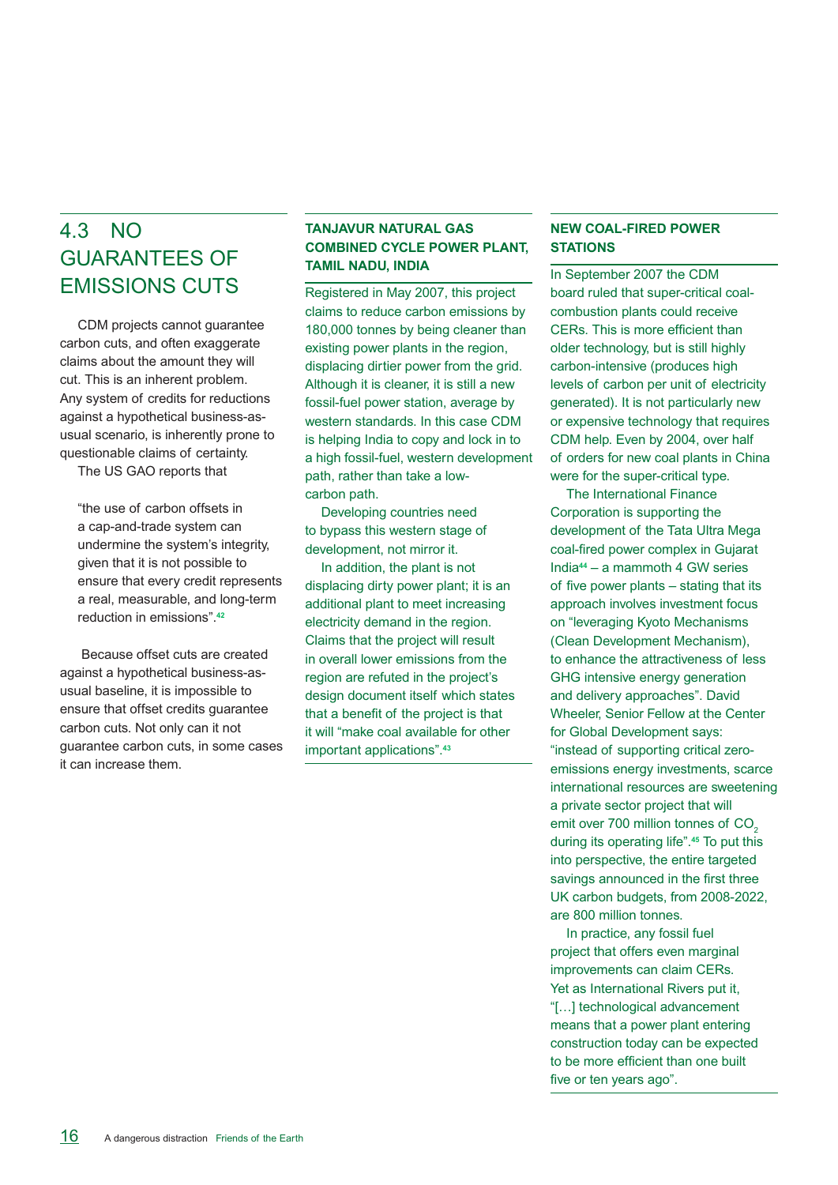## 4.3 NO GUARANTEES OF EMISSIONS CUTS

CDM projects cannot guarantee carbon cuts, and often exaggerate claims about the amount they will cut. This is an inherent problem. Any system of credits for reductions against a hypothetical business-as-usual scenario, is inherently prone to questionable claims of certainty.

The US GAO reports that

> "the use of carbon offsets in a cap-and-trade system can undermine the system's integrity, given that it is not possible to ensure that every credit represents a real, measurable, and long-term reduction in emissions".[42]

Because offset cuts are created against a hypothetical business-as-usual baseline, it is impossible to ensure that offset credits guarantee carbon cuts. Not only can it not guarantee carbon cuts, in some cases it can increase them.

### TANJAVUR NATURAL GAS COMBINED CYCLE POWER PLANT, TAMIL NADU, INDIA

Registered in May 2007, this project claims to reduce carbon emissions by 180,000 tonnes by being cleaner than existing power plants in the region, displacing dirtier power from the grid. Although it is cleaner, it is still a new fossil-fuel power station, average by western standards. In this case CDM is helping India to copy and lock in to a high fossil-fuel, western development path, rather than take a low-carbon path.

Developing countries need to bypass this western stage of development, not mirror it.

In addition, the plant is not displacing dirty power plant; it is an additional plant to meet increasing electricity demand in the region. Claims that the project will result in overall lower emissions from the region are refuted in the project's design document itself which states that a benefit of the project is that it will "make coal available for other important applications".[43]

### NEW COAL-FIRED POWER STATIONS

In September 2007 the CDM board ruled that super-critical coal-combustion plants could receive CERs. This is more efficient than older technology, but is still highly carbon-intensive (produces high levels of carbon per unit of electricity generated). It is not particularly new or expensive technology that requires CDM help. Even by 2004, over half of orders for new coal plants in China were for the super-critical type.

The International Finance Corporation is supporting the development of the Tata Ultra Mega coal-fired power complex in Gujarat India[44] – a mammoth 4 GW series of five power plants – stating that its approach involves investment focus on "leveraging Kyoto Mechanisms (Clean Development Mechanism), to enhance the attractiveness of less GHG intensive energy generation and delivery approaches". David Wheeler, Senior Fellow at the Center for Global Development says: "instead of supporting critical zero-emissions energy investments, scarce international resources are sweetening a private sector project that will emit over 700 million tonnes of $CO_2$ during its operating life".[45] To put this into perspective, the entire targeted savings announced in the first three UK carbon budgets, from 2008-2022, are 800 million tonnes.

In practice, any fossil fuel project that offers even marginal improvements can claim CERs. Yet as International Rivers put it, "[…] technological advancement means that a power plant entering construction today can be expected to be more efficient than one built five or ten years ago".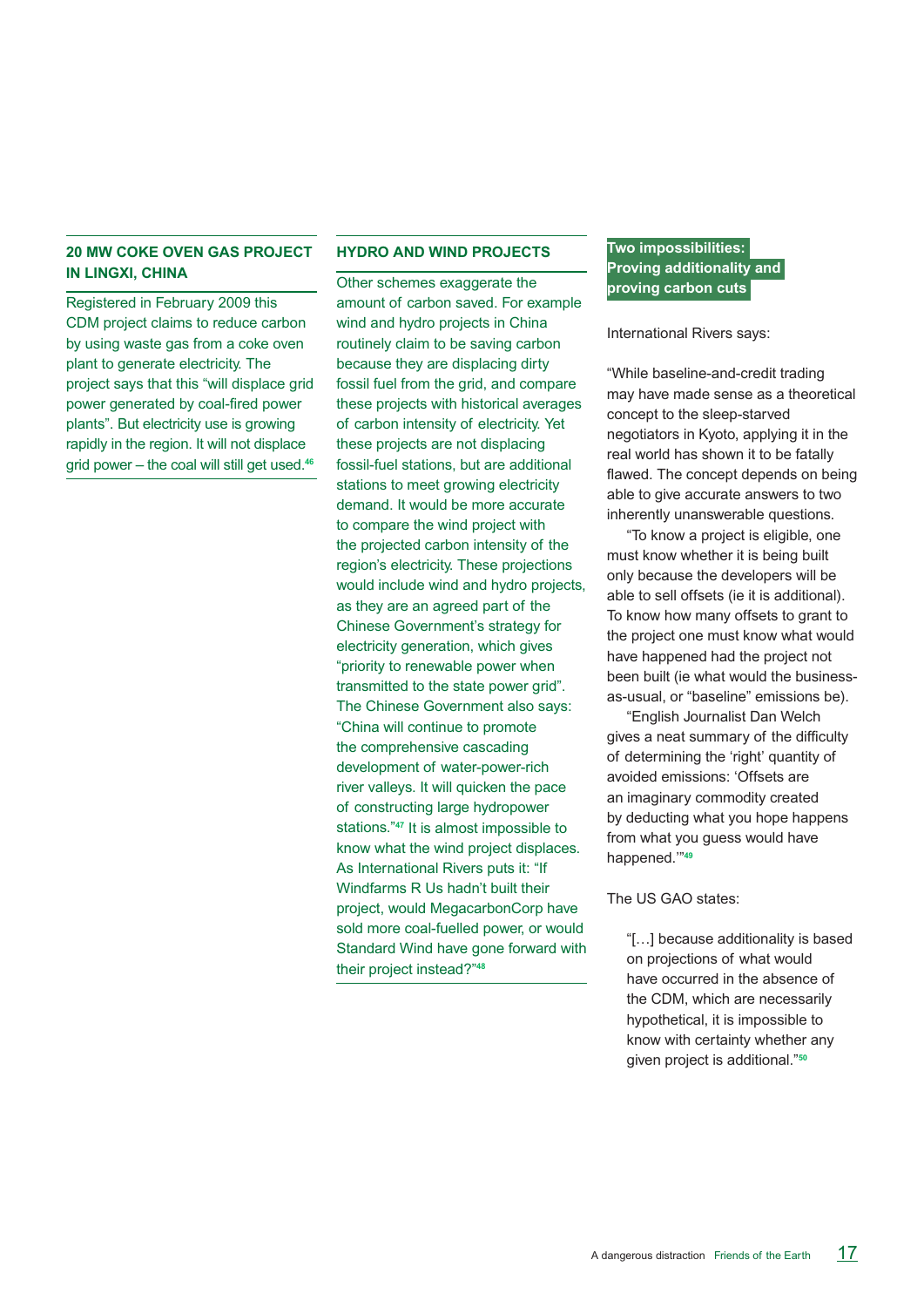### 20 MW COKE OVEN GAS PROJECT IN LINGXI, CHINA

Registered in February 2009 this CDM project claims to reduce carbon by using waste gas from a coke oven plant to generate electricity. The project says that this "will displace grid power generated by coal-fired power plants". But electricity use is growing rapidly in the region. It will not displace grid power – the coal will still get used.[46]

### HYDRO AND WIND PROJECTS

Other schemes exaggerate the amount of carbon saved. For example wind and hydro projects in China routinely claim to be saving carbon because they are displacing dirty fossil fuel from the grid, and compare these projects with historical averages of carbon intensity of electricity. Yet these projects are not displacing fossil-fuel stations, but are additional stations to meet growing electricity demand. It would be more accurate to compare the wind project with the projected carbon intensity of the region's electricity. These projections would include wind and hydro projects, as they are an agreed part of the Chinese Government's strategy for electricity generation, which gives "priority to renewable power when transmitted to the state power grid". The Chinese Government also says: "China will continue to promote the comprehensive cascading development of water-power-rich river valleys. It will quicken the pace of constructing large hydropower stations."[47] It is almost impossible to know what the wind project displaces. As International Rivers puts it: "If Windfarms R Us hadn't built their project, would MegacarbonCorp have sold more coal-fuelled power, or would Standard Wind have gone forward with their project instead?"[48]

### Two impossibilities: Proving additionality and proving carbon cuts

International Rivers says:

"While baseline-and-credit trading may have made sense as a theoretical concept to the sleep-starved negotiators in Kyoto, applying it in the real world has shown it to be fatally flawed. The concept depends on being able to give accurate answers to two inherently unanswerable questions.

"To know a project is eligible, one must know whether it is being built only because the developers will be able to sell offsets (ie it is additional). To know how many offsets to grant to the project one must know what would have happened had the project not been built (ie what would the business-as-usual, or "baseline" emissions be).

"English Journalist Dan Welch gives a neat summary of the difficulty of determining the 'right' quantity of avoided emissions: 'Offsets are an imaginary commodity created by deducting what you hope happens from what you guess would have happened.'"[49]

The US GAO states:

> "[…] because additionality is based on projections of what would have occurred in the absence of the CDM, which are necessarily hypothetical, it is impossible to know with certainty whether any given project is additional."[50]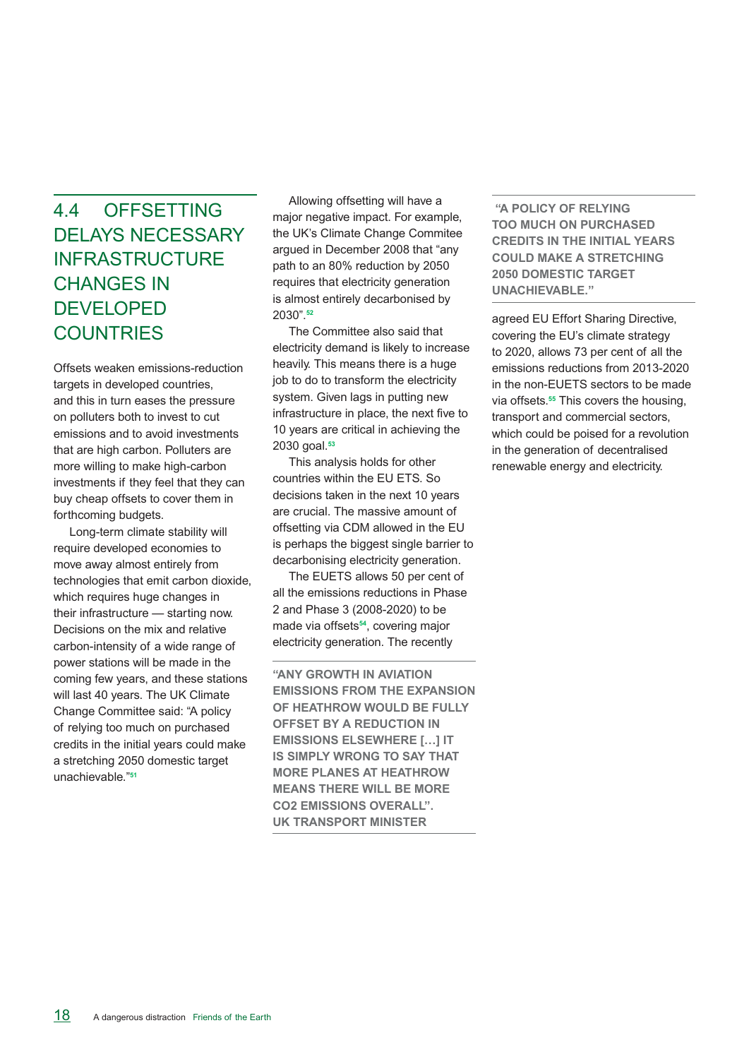## 4.4 OFFSETTING DELAYS NECESSARY INFRASTRUCTURE CHANGES IN DEVELOPED COUNTRIES

Offsets weaken emissions-reduction targets in developed countries, and this in turn eases the pressure on polluters both to invest to cut emissions and to avoid investments that are high carbon. Polluters are more willing to make high-carbon investments if they feel that they can buy cheap offsets to cover them in forthcoming budgets.

Long-term climate stability will require developed economies to move away almost entirely from technologies that emit carbon dioxide, which requires huge changes in their infrastructure — starting now. Decisions on the mix and relative carbon-intensity of a wide range of power stations will be made in the coming few years, and these stations will last 40 years. The UK Climate Change Committee said: "A policy of relying too much on purchased credits in the initial years could make a stretching 2050 domestic target unachievable."[51]

Allowing offsetting will have a major negative impact. For example, the UK's Climate Change Commitee argued in December 2008 that "any path to an 80% reduction by 2050 requires that electricity generation is almost entirely decarbonised by 2030".[52]

The Committee also said that electricity demand is likely to increase heavily. This means there is a huge job to do to transform the electricity system. Given lags in putting new infrastructure in place, the next five to 10 years are critical in achieving the 2030 goal.[53]

This analysis holds for other countries within the EU ETS. So decisions taken in the next 10 years are crucial. The massive amount of offsetting via CDM allowed in the EU is perhaps the biggest single barrier to decarbonising electricity generation.

The EUETS allows 50 per cent of all the emissions reductions in Phase 2 and Phase 3 (2008-2020) to be made via offsets[54], covering major electricity generation. The recently agreed EU Effort Sharing Directive, covering the EU's climate strategy to 2020, allows 73 per cent of all the emissions reductions from 2013-2020 in the non-EUETS sectors to be made via offsets.[55] This covers the housing, transport and commercial sectors, which could be poised for a revolution in the generation of decentralised renewable energy and electricity.

**"ANY GROWTH IN AVIATION EMISSIONS FROM THE EXPANSION OF HEATHROW WOULD BE FULLY OFFSET BY A REDUCTION IN EMISSIONS ELSEWHERE […] IT IS SIMPLY WRONG TO SAY THAT MORE PLANES AT HEATHROW MEANS THERE WILL BE MORE CO2 EMISSIONS OVERALL". UK TRANSPORT MINISTER**

**"A POLICY OF RELYING TOO MUCH ON PURCHASED CREDITS IN THE INITIAL YEARS COULD MAKE A STRETCHING 2050 DOMESTIC TARGET UNACHIEVABLE."**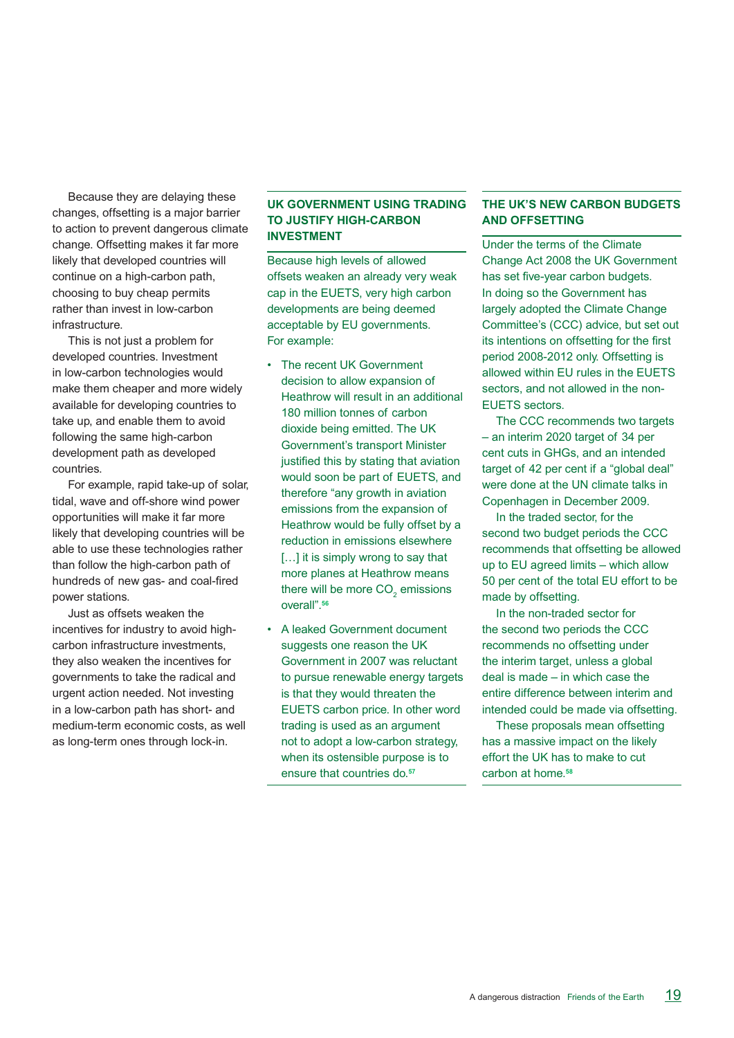Because they are delaying these changes, offsetting is a major barrier to action to prevent dangerous climate change. Offsetting makes it far more likely that developed countries will continue on a high-carbon path, choosing to buy cheap permits rather than invest in low-carbon infrastructure.

This is not just a problem for developed countries. Investment in low-carbon technologies would make them cheaper and more widely available for developing countries to take up, and enable them to avoid following the same high-carbon development path as developed countries.

For example, rapid take-up of solar, tidal, wave and off-shore wind power opportunities will make it far more likely that developing countries will be able to use these technologies rather than follow the high-carbon path of hundreds of new gas- and coal-fired power stations.

Just as offsets weaken the incentives for industry to avoid high-carbon infrastructure investments, they also weaken the incentives for governments to take the radical and urgent action needed. Not investing in a low-carbon path has short- and medium-term economic costs, as well as long-term ones through lock-in.

## UK GOVERNMENT USING TRADING TO JUSTIFY HIGH-CARBON INVESTMENT

Because high levels of allowed offsets weaken an already very weak cap in the EUETS, very high carbon developments are being deemed acceptable by EU governments. For example:

- The recent UK Government decision to allow expansion of Heathrow will result in an additional 180 million tonnes of carbon dioxide being emitted. The UK Government's transport Minister justified this by stating that aviation would soon be part of EUETS, and therefore "any growth in aviation emissions from the expansion of Heathrow would be fully offset by a reduction in emissions elsewhere […] it is simply wrong to say that more planes at Heathrow means there will be more $CO_2$ emissions overall".[56]
- A leaked Government document suggests one reason the UK Government in 2007 was reluctant to pursue renewable energy targets is that they would threaten the EUETS carbon price. In other word trading is used as an argument not to adopt a low-carbon strategy, when its ostensible purpose is to ensure that countries do.[57]

## THE UK'S NEW CARBON BUDGETS AND OFFSETTING

Under the terms of the Climate Change Act 2008 the UK Government has set five-year carbon budgets. In doing so the Government has largely adopted the Climate Change Committee's (CCC) advice, but set out its intentions on offsetting for the first period 2008-2012 only. Offsetting is allowed within EU rules in the EUETS sectors, and not allowed in the non-EUETS sectors.

The CCC recommends two targets – an interim 2020 target of 34 per cent cuts in GHGs, and an intended target of 42 per cent if a "global deal" were done at the UN climate talks in Copenhagen in December 2009.

In the traded sector, for the second two budget periods the CCC recommends that offsetting be allowed up to EU agreed limits – which allow 50 per cent of the total EU effort to be made by offsetting.

In the non-traded sector for the second two periods the CCC recommends no offsetting under the interim target, unless a global deal is made – in which case the entire difference between interim and intended could be made via offsetting.

These proposals mean offsetting has a massive impact on the likely effort the UK has to make to cut carbon at home.[58]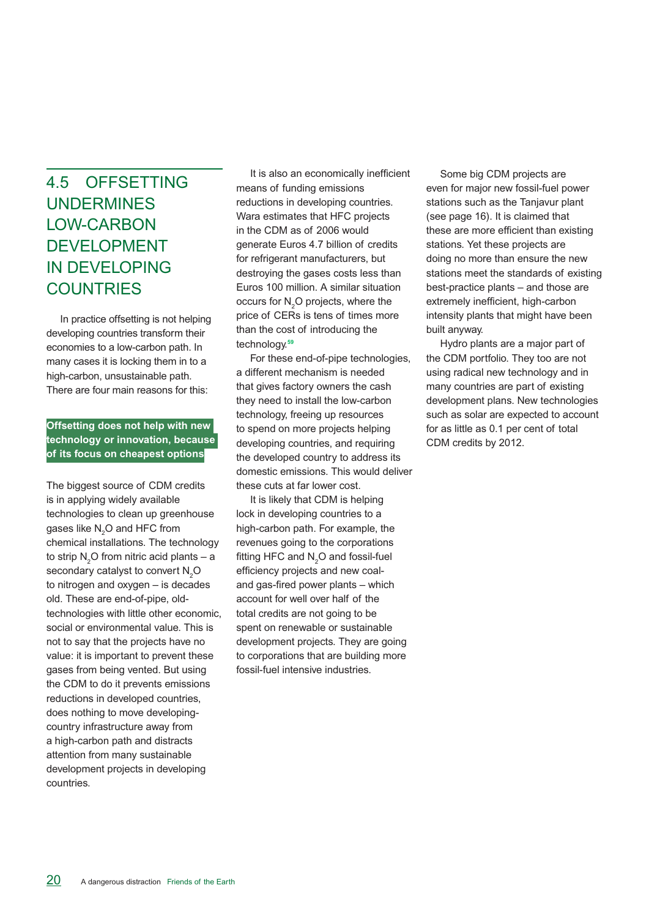## 4.5 OFFSETTING UNDERMINES LOW-CARBON DEVELOPMENT IN DEVELOPING COUNTRIES

In practice offsetting is not helping developing countries transform their economies to a low-carbon path. In many cases it is locking them in to a high-carbon, unsustainable path. There are four main reasons for this:

**Offsetting does not help with new technology or innovation, because of its focus on cheapest options**

The biggest source of CDM credits is in applying widely available technologies to clean up greenhouse gases like $N_2O$ and HFC from chemical installations. The technology to strip $N_2O$ from nitric acid plants – a secondary catalyst to convert $N_2O$ to nitrogen and oxygen – is decades old. These are end-of-pipe, old-technologies with little other economic, social or environmental value. This is not to say that the projects have no value: it is important to prevent these gases from being vented. But using the CDM to do it prevents emissions reductions in developed countries, does nothing to move developing-country infrastructure away from a high-carbon path and distracts attention from many sustainable development projects in developing countries.

It is also an economically inefficient means of funding emissions reductions in developing countries. Wara estimates that HFC projects in the CDM as of 2006 would generate Euros 4.7 billion of credits for refrigerant manufacturers, but destroying the gases costs less than Euros 100 million. A similar situation occurs for $N_2O$ projects, where the price of CERs is tens of times more than the cost of introducing the technology.[59]

For these end-of-pipe technologies, a different mechanism is needed that gives factory owners the cash they need to install the low-carbon technology, freeing up resources to spend on more projects helping developing countries, and requiring the developed country to address its domestic emissions. This would deliver these cuts at far lower cost.

It is likely that CDM is helping lock in developing countries to a high-carbon path. For example, the revenues going to the corporations fitting HFC and $N_2O$ and fossil-fuel efficiency projects and new coal- and gas-fired power plants – which account for well over half of the total credits are not going to be spent on renewable or sustainable development projects. They are going to corporations that are building more fossil-fuel intensive industries.

Some big CDM projects are even for major new fossil-fuel power stations such as the Tanjavur plant (see page 16). It is claimed that these are more efficient than existing stations. Yet these projects are doing no more than ensure the new stations meet the standards of existing best-practice plants – and those are extremely inefficient, high-carbon intensity plants that might have been built anyway.

Hydro plants are a major part of the CDM portfolio. They too are not using radical new technology and in many countries are part of existing development plans. New technologies such as solar are expected to account for as little as 0.1 per cent of total CDM credits by 2012.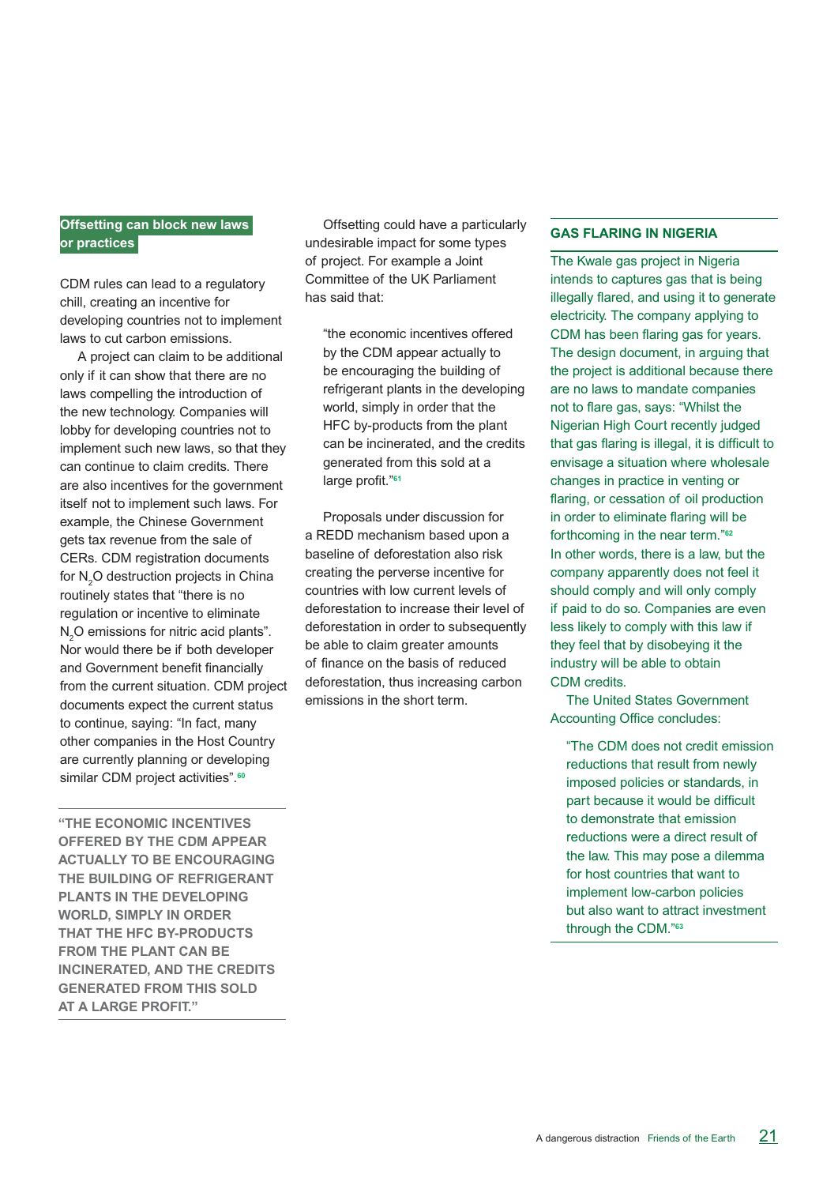## Offsetting can block new laws or practices

CDM rules can lead to a regulatory chill, creating an incentive for developing countries not to implement laws to cut carbon emissions.

A project can claim to be additional only if it can show that there are no laws compelling the introduction of the new technology. Companies will lobby for developing countries not to implement such new laws, so that they can continue to claim credits. There are also incentives for the government itself not to implement such laws. For example, the Chinese Government gets tax revenue from the sale of CERs. CDM registration documents for $N_2O$ destruction projects in China routinely states that "there is no regulation or incentive to eliminate $N_2O$ emissions for nitric acid plants". Nor would there be if both developer and Government benefit financially from the current situation. CDM project documents expect the current status to continue, saying: "In fact, many other companies in the Host Country are currently planning or developing similar CDM project activities".[60]

> **"THE ECONOMIC INCENTIVES OFFERED BY THE CDM APPEAR ACTUALLY TO BE ENCOURAGING THE BUILDING OF REFRIGERANT PLANTS IN THE DEVELOPING WORLD, SIMPLY IN ORDER THAT THE HFC BY-PRODUCTS FROM THE PLANT CAN BE INCINERATED, AND THE CREDITS GENERATED FROM THIS SOLD AT A LARGE PROFIT."**

Offsetting could have a particularly undesirable impact for some types of project. For example a Joint Committee of the UK Parliament has said that:

> "the economic incentives offered by the CDM appear actually to be encouraging the building of refrigerant plants in the developing world, simply in order that the HFC by-products from the plant can be incinerated, and the credits generated from this sold at a large profit."[61]

Proposals under discussion for a REDD mechanism based upon a baseline of deforestation also risk creating the perverse incentive for countries with low current levels of deforestation to increase their level of deforestation in order to subsequently be able to claim greater amounts of finance on the basis of reduced deforestation, thus increasing carbon emissions in the short term.

### GAS FLARING IN NIGERIA

The Kwale gas project in Nigeria intends to captures gas that is being illegally flared, and using it to generate electricity. The company applying to CDM has been flaring gas for years. The design document, in arguing that the project is additional because there are no laws to mandate companies not to flare gas, says: "Whilst the Nigerian High Court recently judged that gas flaring is illegal, it is difficult to envisage a situation where wholesale changes in practice in venting or flaring, or cessation of oil production in order to eliminate flaring will be forthcoming in the near term."[62] In other words, there is a law, but the company apparently does not feel it should comply and will only comply if paid to do so. Companies are even less likely to comply with this law if they feel that by disobeying it the industry will be able to obtain CDM credits.

The United States Government Accounting Office concludes:

> "The CDM does not credit emission reductions that result from newly imposed policies or standards, in part because it would be difficult to demonstrate that emission reductions were a direct result of the law. This may pose a dilemma for host countries that want to implement low-carbon policies but also want to attract investment through the CDM."[63]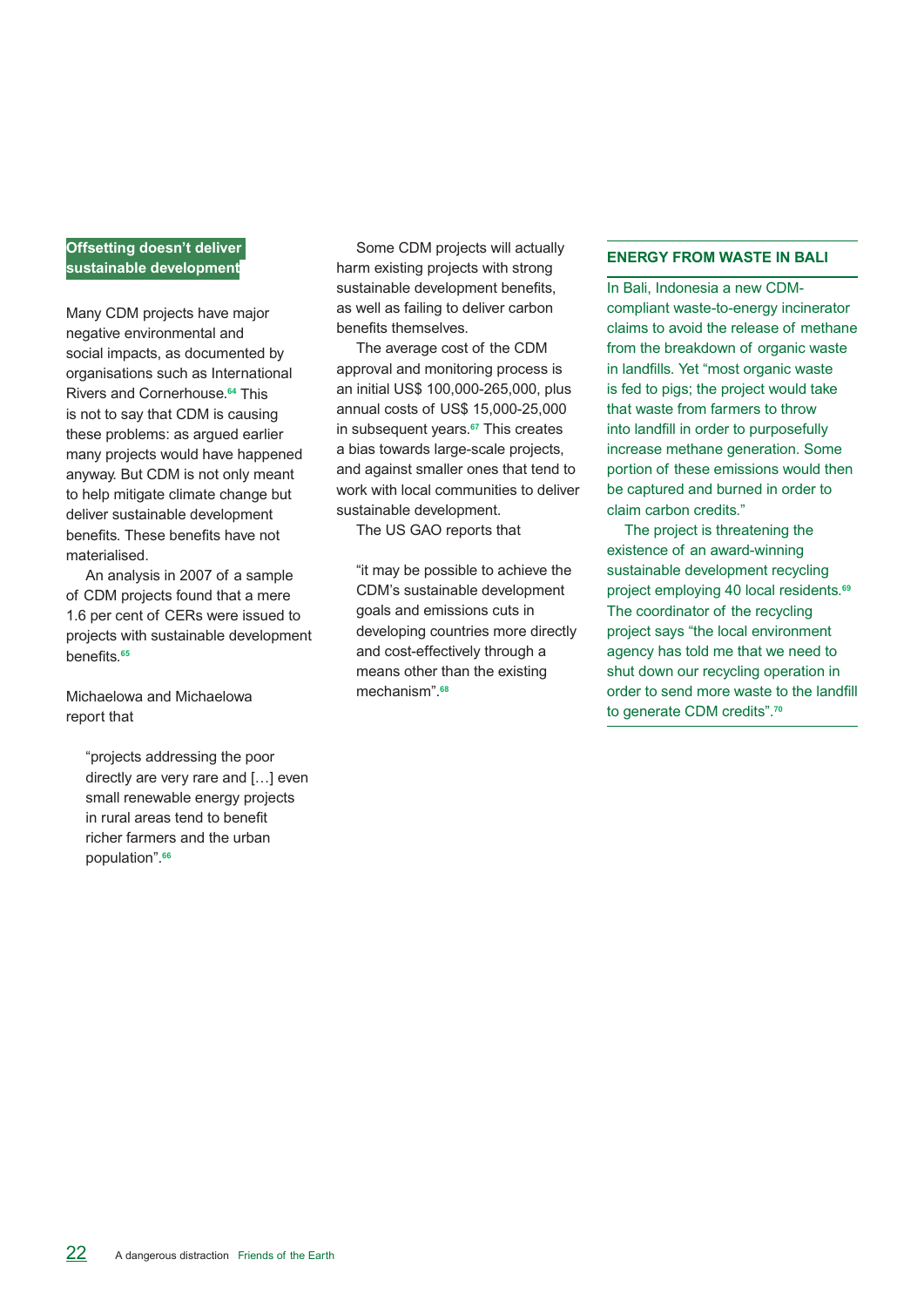## Offsetting doesn't deliver sustainable development

Many CDM projects have major negative environmental and social impacts, as documented by organisations such as International Rivers and Cornerhouse.[64] This is not to say that CDM is causing these problems: as argued earlier many projects would have happened anyway. But CDM is not only meant to help mitigate climate change but deliver sustainable development benefits. These benefits have not materialised.

An analysis in 2007 of a sample of CDM projects found that a mere 1.6 per cent of CERs were issued to projects with sustainable development benefits.[65]

Michaelowa and Michaelowa report that

> "projects addressing the poor directly are very rare and […] even small renewable energy projects in rural areas tend to benefit richer farmers and the urban population".[66]

Some CDM projects will actually harm existing projects with strong sustainable development benefits, as well as failing to deliver carbon benefits themselves.

The average cost of the CDM approval and monitoring process is an initial US$ 100,000-265,000, plus annual costs of US$ 15,000-25,000 in subsequent years.[67] This creates a bias towards large-scale projects, and against smaller ones that tend to work with local communities to deliver sustainable development.

The US GAO reports that

> "it may be possible to achieve the CDM's sustainable development goals and emissions cuts in developing countries more directly and cost-effectively through a means other than the existing mechanism".[68]

### ENERGY FROM WASTE IN BALI

In Bali, Indonesia a new CDM-compliant waste-to-energy incinerator claims to avoid the release of methane from the breakdown of organic waste in landfills. Yet "most organic waste is fed to pigs; the project would take that waste from farmers to throw into landfill in order to purposefully increase methane generation. Some portion of these emissions would then be captured and burned in order to claim carbon credits."

The project is threatening the existence of an award-winning sustainable development recycling project employing 40 local residents.[69] The coordinator of the recycling project says "the local environment agency has told me that we need to shut down our recycling operation in order to send more waste to the landfill to generate CDM credits".[70]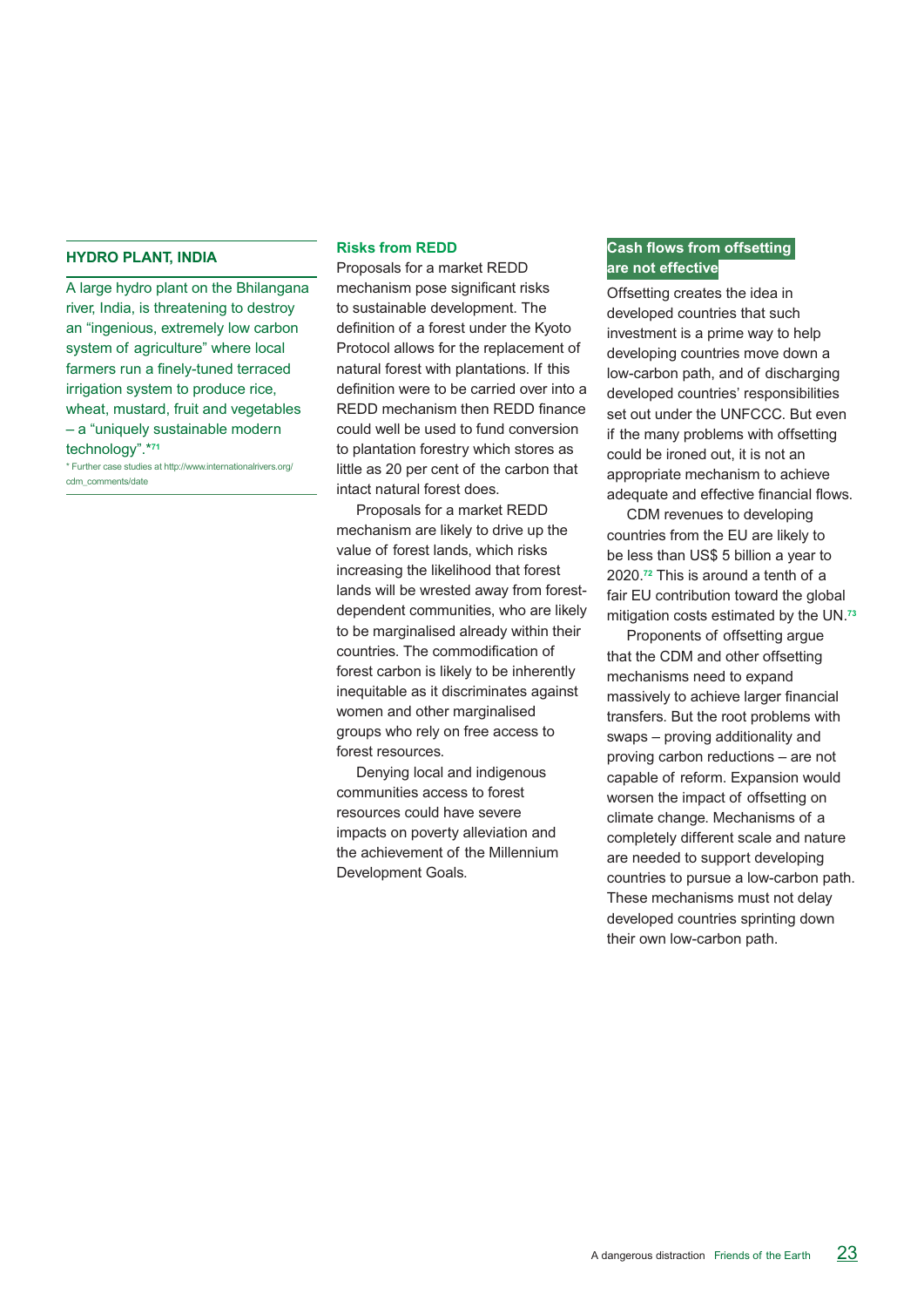### HYDRO PLANT, INDIA

A large hydro plant on the Bhilangana river, India, is threatening to destroy an "ingenious, extremely low carbon system of agriculture" where local farmers run a finely-tuned terraced irrigation system to produce rice, wheat, mustard, fruit and vegetables – a "uniquely sustainable modern technology".*[71]

* Further case studies at http://www.internationalrivers.org/cdm_comments/date

### Risks from REDD

Proposals for a market REDD mechanism pose significant risks to sustainable development. The definition of a forest under the Kyoto Protocol allows for the replacement of natural forest with plantations. If this definition were to be carried over into a REDD mechanism then REDD finance could well be used to fund conversion to plantation forestry which stores as little as 20 per cent of the carbon that intact natural forest does.

Proposals for a market REDD mechanism are likely to drive up the value of forest lands, which risks increasing the likelihood that forest lands will be wrested away from forest-dependent communities, who are likely to be marginalised already within their countries. The commodification of forest carbon is likely to be inherently inequitable as it discriminates against women and other marginalised groups who rely on free access to forest resources.

Denying local and indigenous communities access to forest resources could have severe impacts on poverty alleviation and the achievement of the Millennium Development Goals.

### Cash flows from offsetting are not effective

Offsetting creates the idea in developed countries that such investment is a prime way to help developing countries move down a low-carbon path, and of discharging developed countries' responsibilities set out under the UNFCCC. But even if the many problems with offsetting could be ironed out, it is not an appropriate mechanism to achieve adequate and effective financial flows.

CDM revenues to developing countries from the EU are likely to be less than US$ 5 billion a year to 2020.[72] This is around a tenth of a fair EU contribution toward the global mitigation costs estimated by the UN.[73]

Proponents of offsetting argue that the CDM and other offsetting mechanisms need to expand massively to achieve larger financial transfers. But the root problems with swaps – proving additionality and proving carbon reductions – are not capable of reform. Expansion would worsen the impact of offsetting on climate change. Mechanisms of a completely different scale and nature are needed to support developing countries to pursue a low-carbon path. These mechanisms must not delay developed countries sprinting down their own low-carbon path.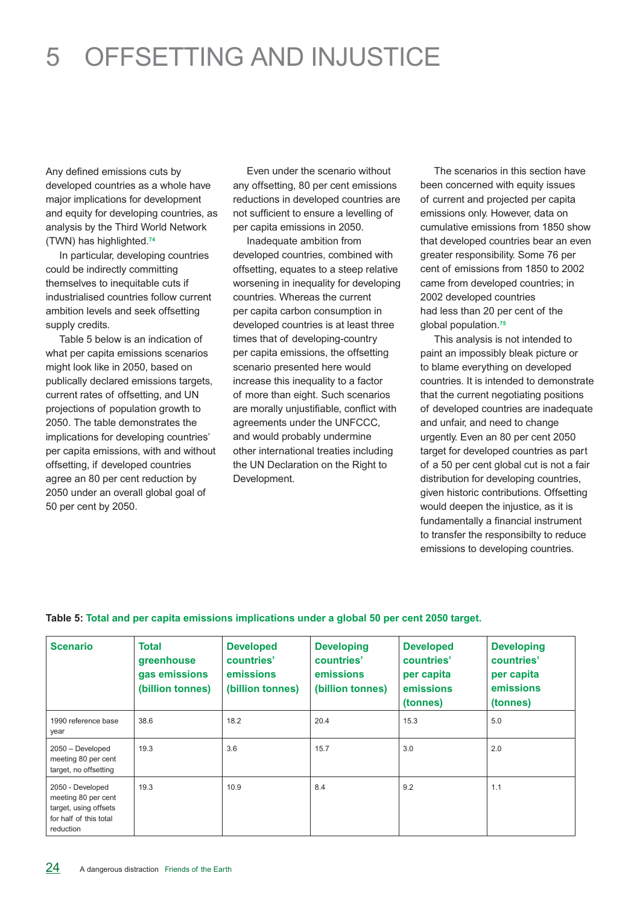# 5 OFFSETTING AND INJUSTICE

Any defined emissions cuts by developed countries as a whole have major implications for development and equity for developing countries, as analysis by the Third World Network (TWN) has highlighted.[74]

In particular, developing countries could be indirectly committing themselves to inequitable cuts if industrialised countries follow current ambition levels and seek offsetting supply credits.

Table 5 below is an indication of what per capita emissions scenarios might look like in 2050, based on publically declared emissions targets, current rates of offsetting, and UN projections of population growth to 2050. The table demonstrates the implications for developing countries' per capita emissions, with and without offsetting, if developed countries agree an 80 per cent reduction by 2050 under an overall global goal of 50 per cent by 2050.

Even under the scenario without any offsetting, 80 per cent emissions reductions in developed countries are not sufficient to ensure a levelling of per capita emissions in 2050.

Inadequate ambition from developed countries, combined with offsetting, equates to a steep relative worsening in inequality for developing countries. Whereas the current per capita carbon consumption in developed countries is at least three times that of developing-country per capita emissions, the offsetting scenario presented here would increase this inequality to a factor of more than eight. Such scenarios are morally unjustifiable, conflict with agreements under the UNFCCC, and would probably undermine other international treaties including the UN Declaration on the Right to Development.

The scenarios in this section have been concerned with equity issues of current and projected per capita emissions only. However, data on cumulative emissions from 1850 show that developed countries bear an even greater responsibility. Some 76 per cent of emissions from 1850 to 2002 came from developed countries; in 2002 developed countries had less than 20 per cent of the global population.[75]

This analysis is not intended to paint an impossibly bleak picture or to blame everything on developed countries. It is intended to demonstrate that the current negotiating positions of developed countries are inadequate and unfair, and need to change urgently. Even an 80 per cent 2050 target for developed countries as part of a 50 per cent global cut is not a fair distribution for developing countries, given historic contributions. Offsetting would deepen the injustice, as it is fundamentally a financial instrument to transfer the responsibilty to reduce emissions to developing countries.

**Table 5: Total and per capita emissions implications under a global 50 per cent 2050 target.**

| Scenario | Total greenhouse gas emissions (billion tonnes) | Developed countries' emissions (billion tonnes) | Developing countries' emissions (billion tonnes) | Developed countries' per capita emissions (tonnes) | Developing countries' per capita emissions (tonnes) |
|---|---|---|---|---|---|
| 1990 reference base year | 38.6 | 18.2 | 20.4 | 15.3 | 5.0 |
| 2050 – Developed meeting 80 per cent target, no offsetting | 19.3 | 3.6 | 15.7 | 3.0 | 2.0 |
| 2050 - Developed meeting 80 per cent target, using offsets for half of this total reduction | 19.3 | 10.9 | 8.4 | 9.2 | 1.1 |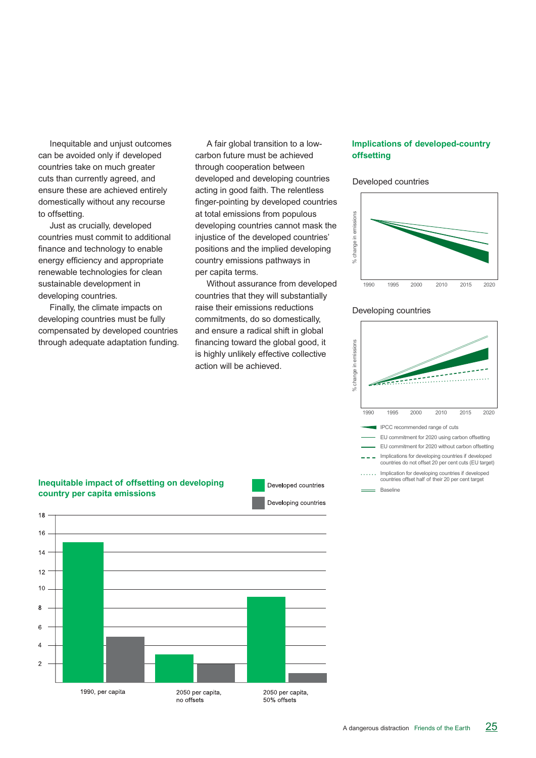Inequitable and unjust outcomes can be avoided only if developed countries take on much greater cuts than currently agreed, and ensure these are achieved entirely domestically without any recourse to offsetting.

Just as crucially, developed countries must commit to additional finance and technology to enable energy efficiency and appropriate renewable technologies for clean sustainable development in developing countries.

Finally, the climate impacts on developing countries must be fully compensated by developed countries through adequate adaptation funding.

A fair global transition to a low-carbon future must be achieved through cooperation between developed and developing countries acting in good faith. The relentless finger-pointing by developed countries at total emissions from populous developing countries cannot mask the injustice of the developed countries' positions and the implied developing country emissions pathways in per capita terms.

Without assurance from developed countries that they will substantially raise their emissions reductions commitments, do so domestically, and ensure a radical shift in global financing toward the global good, it is highly unlikely effective collective action will be achieved.

## Implications of developed-country offsetting

Developed countries

% change in emissions

1990 1995 2000 2010 2015 2020

Developing countries

% change in emissions

1990 1995 2000 2010 2015 2020

- IPCC recommended range of cuts
- EU commitment for 2020 using carbon offsetting
- EU commitment for 2020 without carbon offsetting
- Implications for developing countries if developed countries do not offset 20 per cent cuts (EU target)
- Implication for developing countries if developed countries offset half of their 20 per cent target
- Baseline

## Inequitable impact of offsetting on developing country per capita emissions

| | Developed countries | Developing countries |
|---|---|---|
| 1990, per capita | 15 | 5 |
| 2050 per capita, no offsets | 3 | 2 |
| 2050 per capita, 50% offsets | 9.2 | 1 |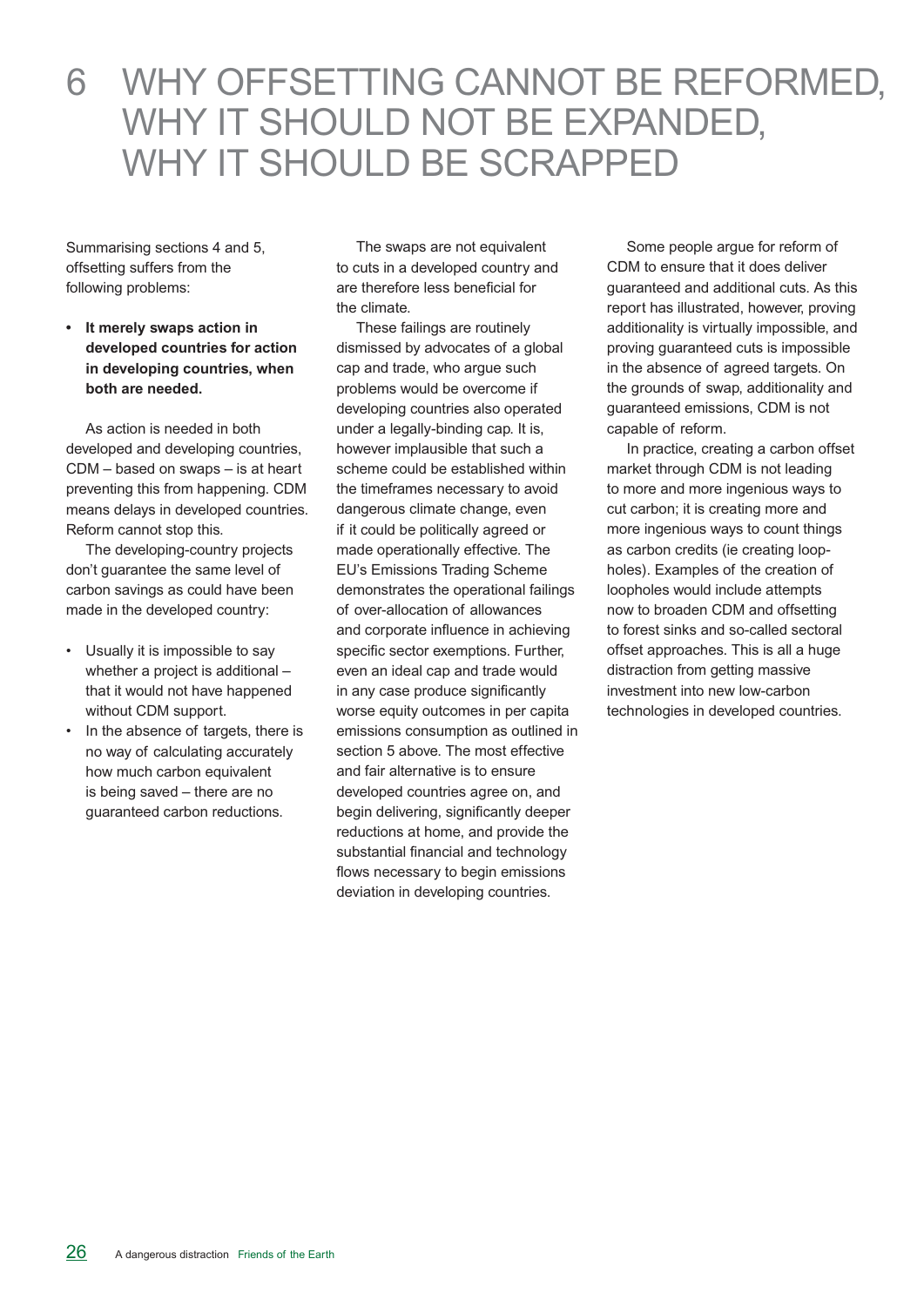# 6 WHY OFFSETTING CANNOT BE REFORMED, WHY IT SHOULD NOT BE EXPANDED, WHY IT SHOULD BE SCRAPPED

Summarising sections 4 and 5, offsetting suffers from the following problems:

- **It merely swaps action in developed countries for action in developing countries, when both are needed.**

As action is needed in both developed and developing countries, CDM – based on swaps – is at heart preventing this from happening. CDM means delays in developed countries. Reform cannot stop this.

The developing-country projects don't guarantee the same level of carbon savings as could have been made in the developed country:

- Usually it is impossible to say whether a project is additional – that it would not have happened without CDM support.
- In the absence of targets, there is no way of calculating accurately how much carbon equivalent is being saved – there are no guaranteed carbon reductions.

The swaps are not equivalent to cuts in a developed country and are therefore less beneficial for the climate.

These failings are routinely dismissed by advocates of a global cap and trade, who argue such problems would be overcome if developing countries also operated under a legally-binding cap. It is, however implausible that such a scheme could be established within the timeframes necessary to avoid dangerous climate change, even if it could be politically agreed or made operationally effective. The EU's Emissions Trading Scheme demonstrates the operational failings of over-allocation of allowances and corporate influence in achieving specific sector exemptions. Further, even an ideal cap and trade would in any case produce significantly worse equity outcomes in per capita emissions consumption as outlined in section 5 above. The most effective and fair alternative is to ensure developed countries agree on, and begin delivering, significantly deeper reductions at home, and provide the substantial financial and technology flows necessary to begin emissions deviation in developing countries.

Some people argue for reform of CDM to ensure that it does deliver guaranteed and additional cuts. As this report has illustrated, however, proving additionality is virtually impossible, and proving guaranteed cuts is impossible in the absence of agreed targets. On the grounds of swap, additionality and guaranteed emissions, CDM is not capable of reform.

In practice, creating a carbon offset market through CDM is not leading to more and more ingenious ways to cut carbon; it is creating more and more ingenious ways to count things as carbon credits (ie creating loop-holes). Examples of the creation of loopholes would include attempts now to broaden CDM and offsetting to forest sinks and so-called sectoral offset approaches. This is all a huge distraction from getting massive investment into new low-carbon technologies in developed countries.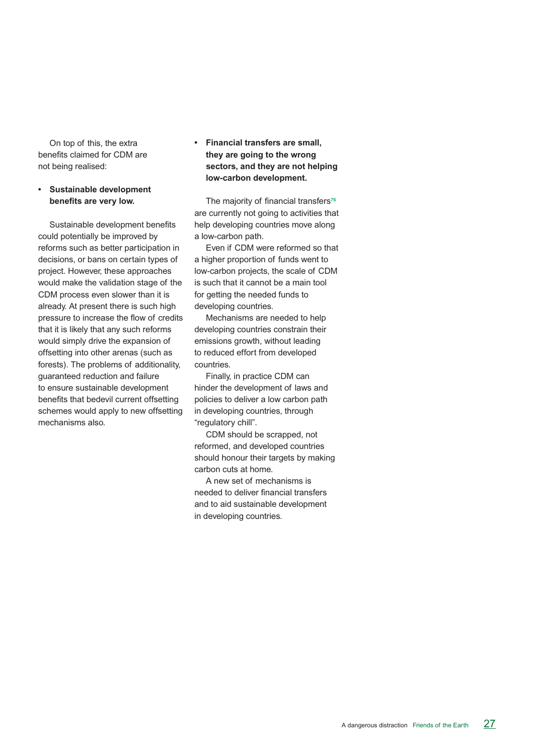On top of this, the extra benefits claimed for CDM are not being realised:

- **Sustainable development benefits are very low.**

Sustainable development benefits could potentially be improved by reforms such as better participation in decisions, or bans on certain types of project. However, these approaches would make the validation stage of the CDM process even slower than it is already. At present there is such high pressure to increase the flow of credits that it is likely that any such reforms would simply drive the expansion of offsetting into other arenas (such as forests). The problems of additionality, guaranteed reduction and failure to ensure sustainable development benefits that bedevil current offsetting schemes would apply to new offsetting mechanisms also.

- **Financial transfers are small, they are going to the wrong sectors, and they are not helping low-carbon development.**

The majority of financial transfers[76] are currently not going to activities that help developing countries move along a low-carbon path.

Even if CDM were reformed so that a higher proportion of funds went to low-carbon projects, the scale of CDM is such that it cannot be a main tool for getting the needed funds to developing countries.

Mechanisms are needed to help developing countries constrain their emissions growth, without leading to reduced effort from developed countries.

Finally, in practice CDM can hinder the development of laws and policies to deliver a low carbon path in developing countries, through "regulatory chill".

CDM should be scrapped, not reformed, and developed countries should honour their targets by making carbon cuts at home.

A new set of mechanisms is needed to deliver financial transfers and to aid sustainable development in developing countries.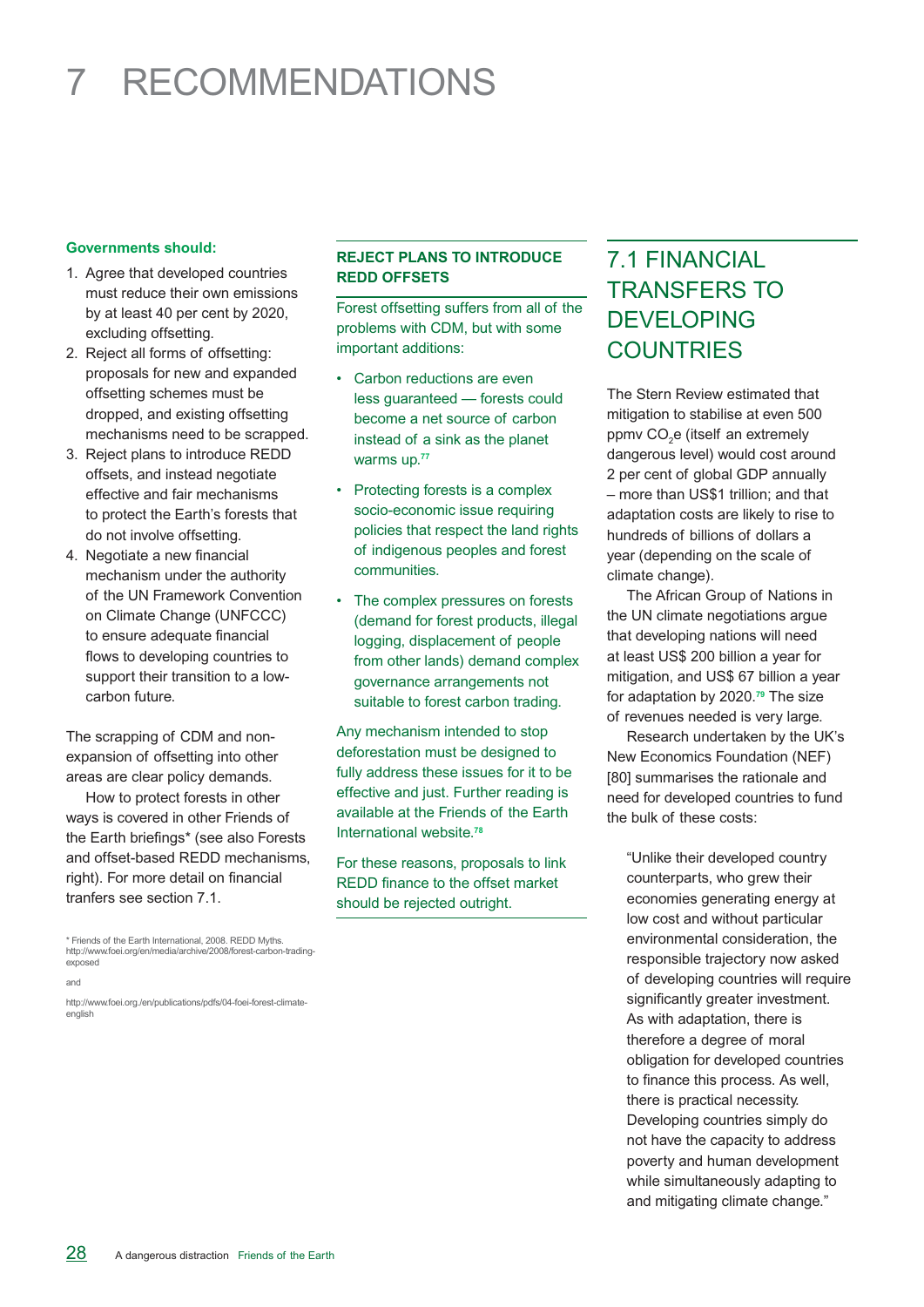# 7 RECOMMENDATIONS

**Governments should:**

1. Agree that developed countries must reduce their own emissions by at least 40 per cent by 2020, excluding offsetting.
2. Reject all forms of offsetting: proposals for new and expanded offsetting schemes must be dropped, and existing offsetting mechanisms need to be scrapped.
3. Reject plans to introduce REDD offsets, and instead negotiate effective and fair mechanisms to protect the Earth's forests that do not involve offsetting.
4. Negotiate a new financial mechanism under the authority of the UN Framework Convention on Climate Change (UNFCCC) to ensure adequate financial flows to developing countries to support their transition to a low-carbon future.

The scrapping of CDM and non-expansion of offsetting into other areas are clear policy demands.

How to protect forests in other ways is covered in other Friends of the Earth briefings* (see also Forests and offset-based REDD mechanisms, right). For more detail on financial tranfers see section 7.1.

\* Friends of the Earth International, 2008. REDD Myths. http://www.foei.org/en/media/archive/2008/forest-carbon-trading-exposed

and

http://www.foei.org./en/publications/pdfs/04-foei-forest-climate-english

**REJECT PLANS TO INTRODUCE REDD OFFSETS**

Forest offsetting suffers from all of the problems with CDM, but with some important additions:

- Carbon reductions are even less guaranteed — forests could become a net source of carbon instead of a sink as the planet warms up.[77]
- Protecting forests is a complex socio-economic issue requiring policies that respect the land rights of indigenous peoples and forest communities.
- The complex pressures on forests (demand for forest products, illegal logging, displacement of people from other lands) demand complex governance arrangements not suitable to forest carbon trading.

Any mechanism intended to stop deforestation must be designed to fully address these issues for it to be effective and just. Further reading is available at the Friends of the Earth International website.[78]

For these reasons, proposals to link REDD finance to the offset market should be rejected outright.

## 7.1 FINANCIAL TRANSFERS TO DEVELOPING COUNTRIES

The Stern Review estimated that mitigation to stabilise at even 500 ppmv $CO_2$e (itself an extremely dangerous level) would cost around 2 per cent of global GDP annually – more than US$1 trillion; and that adaptation costs are likely to rise to hundreds of billions of dollars a year (depending on the scale of climate change).

The African Group of Nations in the UN climate negotiations argue that developing nations will need at least US$ 200 billion a year for mitigation, and US$ 67 billion a year for adaptation by 2020.[79] The size of revenues needed is very large.

Research undertaken by the UK's New Economics Foundation (NEF) [80] summarises the rationale and need for developed countries to fund the bulk of these costs:

> "Unlike their developed country counterparts, who grew their economies generating energy at low cost and without particular environmental consideration, the responsible trajectory now asked of developing countries will require significantly greater investment. As with adaptation, there is therefore a degree of moral obligation for developed countries to finance this process. As well, there is practical necessity. Developing countries simply do not have the capacity to address poverty and human development while simultaneously adapting to and mitigating climate change."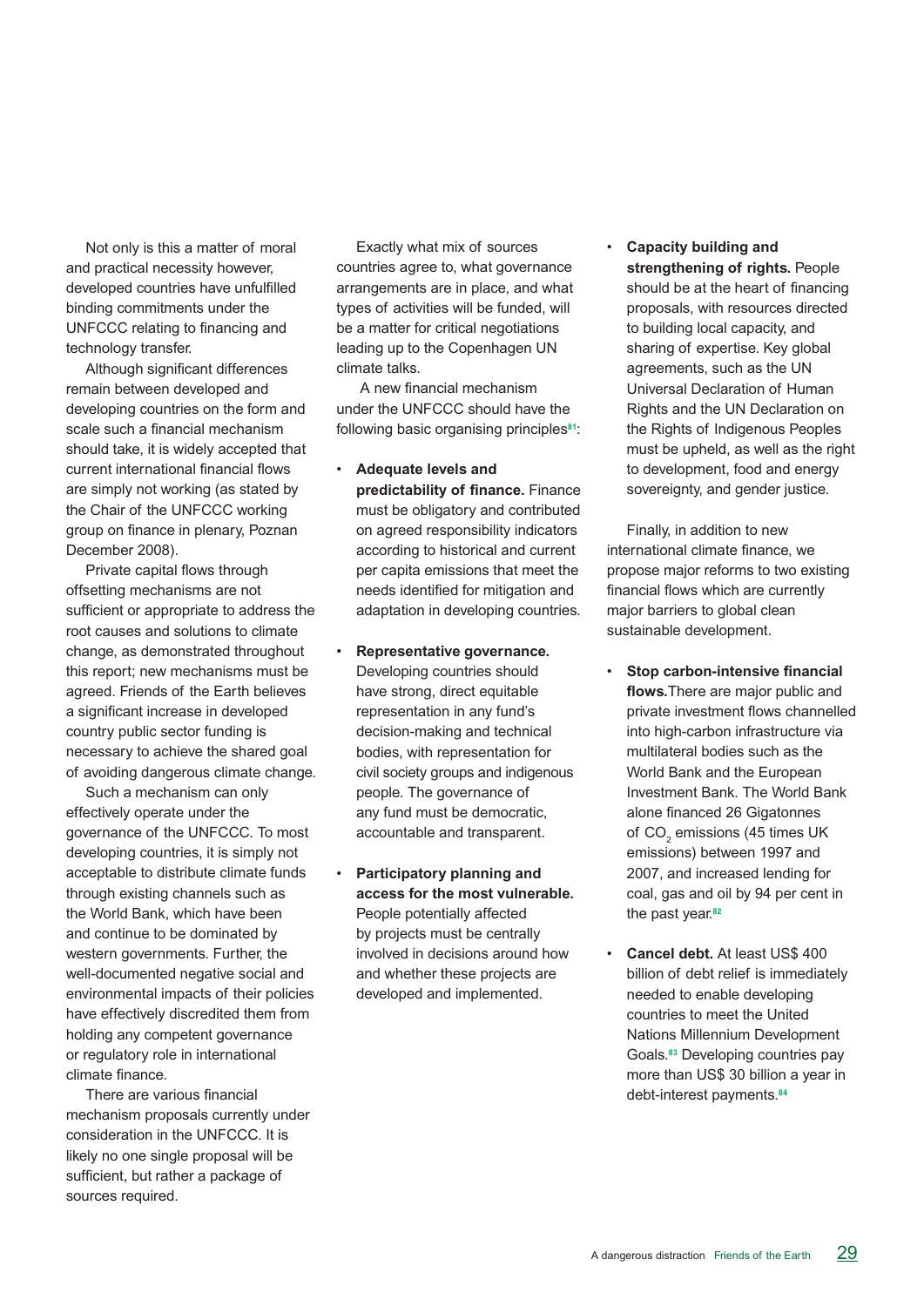Not only is this a matter of moral and practical necessity however, developed countries have unfulfilled binding commitments under the UNFCCC relating to financing and technology transfer.

Although significant differences remain between developed and developing countries on the form and scale such a financial mechanism should take, it is widely accepted that current international financial flows are simply not working (as stated by the Chair of the UNFCCC working group on finance in plenary, Poznan December 2008).

Private capital flows through offsetting mechanisms are not sufficient or appropriate to address the root causes and solutions to climate change, as demonstrated throughout this report; new mechanisms must be agreed. Friends of the Earth believes a significant increase in developed country public sector funding is necessary to achieve the shared goal of avoiding dangerous climate change.

Such a mechanism can only effectively operate under the governance of the UNFCCC. To most developing countries, it is simply not acceptable to distribute climate funds through existing channels such as the World Bank, which have been and continue to be dominated by western governments. Further, the well-documented negative social and environmental impacts of their policies have effectively discredited them from holding any competent governance or regulatory role in international climate finance.

There are various financial mechanism proposals currently under consideration in the UNFCCC. It is likely no one single proposal will be sufficient, but rather a package of sources required.

Exactly what mix of sources countries agree to, what governance arrangements are in place, and what types of activities will be funded, will be a matter for critical negotiations leading up to the Copenhagen UN climate talks.

A new financial mechanism under the UNFCCC should have the following basic organising principles[81]:

- **Adequate levels and predictability of finance.** Finance must be obligatory and contributed on agreed responsibility indicators according to historical and current per capita emissions that meet the needs identified for mitigation and adaptation in developing countries.

- **Representative governance.** Developing countries should have strong, direct equitable representation in any fund's decision-making and technical bodies, with representation for civil society groups and indigenous people. The governance of any fund must be democratic, accountable and transparent.

- **Participatory planning and access for the most vulnerable.** People potentially affected by projects must be centrally involved in decisions around how and whether these projects are developed and implemented.

- **Capacity building and strengthening of rights.** People should be at the heart of financing proposals, with resources directed to building local capacity, and sharing of expertise. Key global agreements, such as the UN Universal Declaration of Human Rights and the UN Declaration on the Rights of Indigenous Peoples must be upheld, as well as the right to development, food and energy sovereignty, and gender justice.

Finally, in addition to new international climate finance, we propose major reforms to two existing financial flows which are currently major barriers to global clean sustainable development.

- **Stop carbon-intensive financial flows.** There are major public and private investment flows channelled into high-carbon infrastructure via multilateral bodies such as the World Bank and the European Investment Bank. The World Bank alone financed 26 Gigatonnes of $CO_2$ emissions (45 times UK emissions) between 1997 and 2007, and increased lending for coal, gas and oil by 94 per cent in the past year.[82]

- **Cancel debt.** At least US$ 400 billion of debt relief is immediately needed to enable developing countries to meet the United Nations Millennium Development Goals.[83] Developing countries pay more than US$ 30 billion a year in debt-interest payments.[84]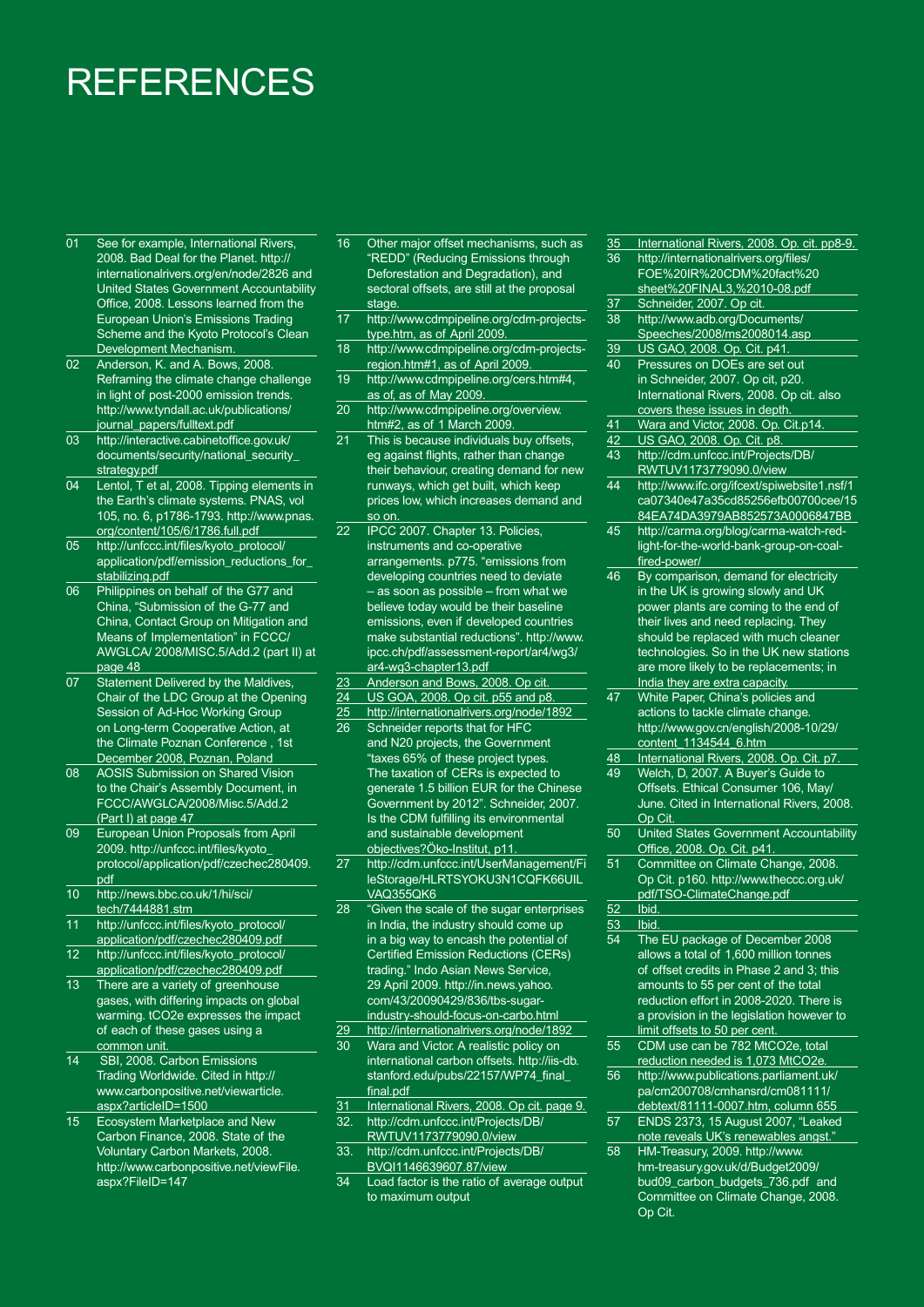# REFERENCES

01 See for example, International Rivers, 2008. Bad Deal for the Planet. http://internationalrivers.org/en/node/2826 and United States Government Accountability Office, 2008. Lessons learned from the European Union's Emissions Trading Scheme and the Kyoto Protocol's Clean Development Mechanism.

02 Anderson, K. and A. Bows, 2008. Reframing the climate change challenge in light of post-2000 emission trends. http://www.tyndall.ac.uk/publications/journal_papers/fulltext.pdf

03 http://interactive.cabinetoffice.gov.uk/documents/security/national_security_strategy.pdf

04 Lentol, T et al, 2008. Tipping elements in the Earth's climate systems. PNAS, vol 105, no. 6, p1786-1793. http://www.pnas.org/content/105/6/1786.full.pdf

05 http://unfccc.int/files/kyoto_protocol/application/pdf/emission_reductions_for_stabilizing.pdf

06 Philippines on behalf of the G77 and China, "Submission of the G-77 and China, Contact Group on Mitigation and Means of Implementation" in FCCC/AWGLCA/ 2008/MISC.5/Add.2 (part II) at page 48

07 Statement Delivered by the Maldives, Chair of the LDC Group at the Opening Session of Ad-Hoc Working Group on Long-term Cooperative Action, at the Climate Poznan Conference , 1st December 2008, Poznan, Poland

08 AOSIS Submission on Shared Vision to the Chair's Assembly Document, in FCCC/AWGLCA/2008/Misc.5/Add.2 (Part I) at page 47

09 European Union Proposals from April 2009. http://unfccc.int/files/kyoto_protocol/application/pdf/czechec280409.pdf

10 http://news.bbc.co.uk/1/hi/sci/tech/7444881.stm

11 http://unfccc.int/files/kyoto_protocol/application/pdf/czechec280409.pdf

12 http://unfccc.int/files/kyoto_protocol/application/pdf/czechec280409.pdf

13 There are a variety of greenhouse gases, with differing impacts on global warming. tCO2e expresses the impact of each of these gases using a common unit.

14 SBI, 2008. Carbon Emissions Trading Worldwide. Cited in http://www.carbonpositive.net/viewarticle.aspx?articleID=1500

15 Ecosystem Marketplace and New Carbon Finance, 2008. State of the Voluntary Carbon Markets, 2008. http://www.carbonpositive.net/viewFile.aspx?FileID=147

16 Other major offset mechanisms, such as "REDD" (Reducing Emissions through Deforestation and Degradation), and sectoral offsets, are still at the proposal stage.

17 http://www.cdmpipeline.org/cdm-projects-type.htm, as of April 2009.

18 http://www.cdmpipeline.org/cdm-projects-region.htm#1, as of April 2009.

19 http://www.cdmpipeline.org/cers.htm#4, as of, as of May 2009.

20 http://www.cdmpipeline.org/overview.htm#2, as of 1 March 2009.

21 This is because individuals buy offsets, eg against flights, rather than change their behaviour, creating demand for new runways, which get built, which keep prices low, which increases demand and so on.

22 IPCC 2007. Chapter 13. Policies, instruments and co-operative arrangements. p775. "emissions from developing countries need to deviate – as soon as possible – from what we believe today would be their baseline emissions, even if developed countries make substantial reductions". http://www.ipcc.ch/pdf/assessment-report/ar4/wg3/ar4-wg3-chapter13.pdf

23 Anderson and Bows, 2008. Op cit.

24 US GOA, 2008. Op cit. p55 and p8.

25 http://internationalrivers.org/node/1892

26 Schneider reports that for HFC and N20 projects, the Government "taxes 65% of these project types. The taxation of CERs is expected to generate 1.5 billion EUR for the Chinese Government by 2012". Schneider, 2007. Is the CDM fulfilling its environmental and sustainable development objectives?Öko-Institut, p11.

27 http://cdm.unfccc.int/UserManagement/FileStorage/HLRTSYOKU3N1CQFK66UILVAQ355QK6

28 "Given the scale of the sugar enterprises in India, the industry should come up in a big way to encash the potential of Certified Emission Reductions (CERs) trading." Indo Asian News Service, 29 April 2009. http://in.news.yahoo.com/43/20090429/836/tbs-sugar-industry-should-focus-on-carbo.html

29 http://internationalrivers.org/node/1892

30 Wara and Victor. A realistic policy on international carbon offsets. http://iis-db.stanford.edu/pubs/22157/WP74_final_final.pdf

31 International Rivers, 2008. Op cit. page 9.

32. http://cdm.unfccc.int/Projects/DB/RWTUV1173779090.0/view

33. http://cdm.unfccc.int/Projects/DB/BVQI1146639607.87/view

34 Load factor is the ratio of average output to maximum output

35 International Rivers, 2008. Op. cit. pp8-9.

36 http://internationalrivers.org/files/FOE%20IR%20CDM%20fact%20sheet%20FINAL3,%2010-08.pdf

37 Schneider, 2007. Op cit.

38 http://www.adb.org/Documents/Speeches/2008/ms2008014.asp

39 US GAO, 2008. Op. Cit. p41.

40 Pressures on DOEs are set out in Schneider, 2007. Op cit, p20. International Rivers, 2008. Op cit. also covers these issues in depth.

41 Wara and Victor, 2008. Op. Cit.p14.

42 US GAO, 2008. Op. Cit. p8.

43 http://cdm.unfccc.int/Projects/DB/RWTUV1173779090.0/view

44 http://www.ifc.org/ifcext/spiwebsite1.nsf/1ca07340e47a35cd85256efb00700cee/1584EA74DA3979AB852573A0006847BB

45 http://carma.org/blog/carma-watch-red-light-for-the-world-bank-group-on-coal-fired-power/

46 By comparison, demand for electricity in the UK is growing slowly and UK power plants are coming to the end of their lives and need replacing. They should be replaced with much cleaner technologies. So in the UK new stations are more likely to be replacements; in India they are extra capacity.

47 White Paper, China's policies and actions to tackle climate change. http://www.gov.cn/english/2008-10/29/content_1134544_6.htm

48 International Rivers, 2008. Op. Cit. p7.

49 Welch, D, 2007. A Buyer's Guide to Offsets. Ethical Consumer 106, May/June. Cited in International Rivers, 2008. Op Cit.

50 United States Government Accountability Office, 2008. Op. Cit. p41.

51 Committee on Climate Change, 2008. Op Cit. p160. http://www.theccc.org.uk/pdf/TSO-ClimateChange.pdf

52 Ibid.

53 Ibid.

54 The EU package of December 2008 allows a total of 1,600 million tonnes of offset credits in Phase 2 and 3; this amounts to 55 per cent of the total reduction effort in 2008-2020. There is a provision in the legislation however to limit offsets to 50 per cent.

55 CDM use can be 782 MtCO2e, total reduction needed is 1,073 MtCO2e.

56 http://www.publications.parliament.uk/pa/cm200708/cmhansrd/cm081111/debtext/81111-0007.htm, column 655

57 ENDS 2373, 15 August 2007, "Leaked note reveals UK's renewables angst."

58 HM-Treasury, 2009. http://www.hm-treasury.gov.uk/d/Budget2009/bud09_carbon_budgets_736.pdf and Committee on Climate Change, 2008. Op Cit.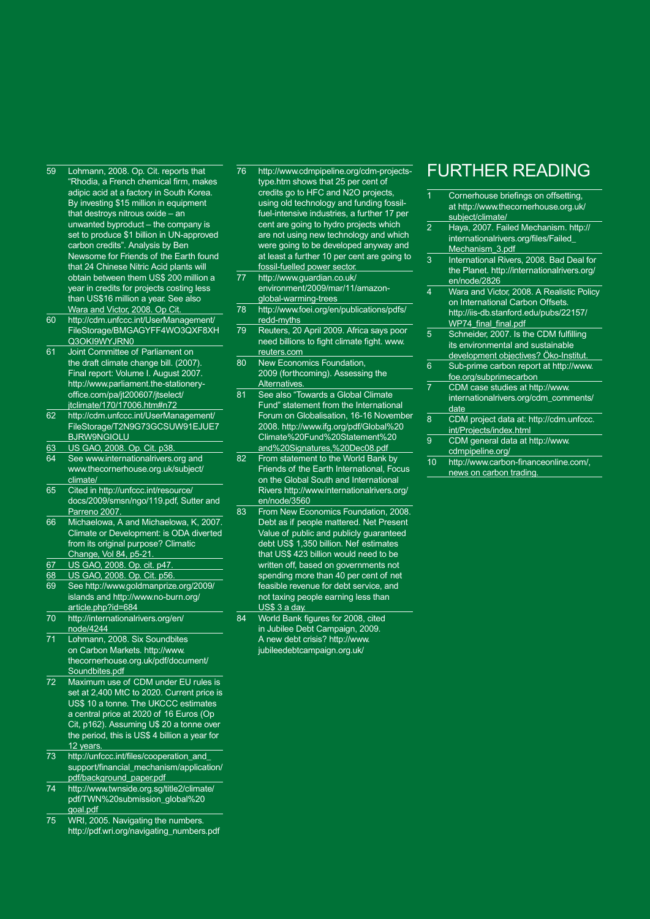59 Lohmann, 2008. Op. Cit. reports that "Rhodia, a French chemical firm, makes adipic acid at a factory in South Korea. By investing $15 million in equipment that destroys nitrous oxide – an unwanted byproduct – the company is set to produce $1 billion in UN-approved carbon credits". Analysis by Ben Newsome for Friends of the Earth found that 24 Chinese Nitric Acid plants will obtain between them US$ 200 million a year in credits for projects costing less than US$16 million a year. See also Wara and Victor, 2008. Op Cit.

60 http://cdm.unfccc.int/UserManagement/FileStorage/BMGAGYFF4WO3QXF8XHQ3OKI9WYJRN0

61 Joint Committee of Parliament on the draft climate change bill. (2007). Final report: Volume I. August 2007. http://www.parliament.the-stationery-office.com/pa/jt200607/jtselect/jtclimate/170/17006.htm#n72

62 http://cdm.unfccc.int/UserManagement/FileStorage/T2N9G73GCSUW91EJUE7BJRW9NGIOLU

63 US GAO, 2008. Op. Cit. p38.

64 See www.internationalrivers.org and www.thecornerhouse.org.uk/subject/climate/

65 Cited in http://unfccc.int/resource/docs/2009/smsn/ngo/119.pdf, Sutter and Parreno 2007.

66 Michaelowa, A and Michaelowa, K, 2007. Climate or Development: is ODA diverted from its original purpose? Climatic Change, Vol 84, p5-21.

67 US GAO, 2008. Op. cit. p47.

68 US GAO, 2008. Op. Cit. p56.

69 See http://www.goldmanprize.org/2009/islands and http://www.no-burn.org/article.php?id=684

70 http://internationalrivers.org/en/node/4244

71 Lohmann, 2008. Six Soundbites on Carbon Markets. http://www.thecornerhouse.org.uk/pdf/document/Soundbites.pdf

72 Maximum use of CDM under EU rules is set at 2,400 MtC to 2020. Current price is US$ 10 a tonne. The UKCCC estimates a central price at 2020 of 16 Euros (Op Cit, p162). Assuming U$ 20 a tonne over the period, this is US$ 4 billion a year for 12 years.

73 http://unfccc.int/files/cooperation_and_support/financial_mechanism/application/pdf/background_paper.pdf

74 http://www.twnside.org.sg/title2/climate/pdf/TWN%20submission_global%20goal.pdf

75 WRI, 2005. Navigating the numbers. http://pdf.wri.org/navigating_numbers.pdf

76 http://www.cdmpipeline.org/cdm-projects-type.htm shows that 25 per cent of credits go to HFC and N2O projects, using old technology and funding fossil-fuel-intensive industries, a further 17 per cent are going to hydro projects which are not using new technology and which were going to be developed anyway and at least a further 10 per cent are going to fossil-fuelled power sector.

77 http://www.guardian.co.uk/environment/2009/mar/11/amazon-global-warming-trees

78 http://www.foei.org/en/publications/pdfs/redd-myths

79 Reuters, 20 April 2009. Africa says poor need billions to fight climate fight. www.reuters.com

80 New Economics Foundation, 2009 (forthcoming). Assessing the Alternatives.

81 See also "Towards a Global Climate Fund" statement from the International Forum on Globalisation, 16-16 November 2008. http://www.ifg.org/pdf/Global%20Climate%20Fund%20Statement%20and%20Signatures,%20Dec08.pdf

82 From statement to the World Bank by Friends of the Earth International, Focus on the Global South and International Rivers http://www.internationalrivers.org/en/node/3560

83 From New Economics Foundation, 2008. Debt as if people mattered. Net Present Value of public and publicly guaranteed debt US$ 1,350 billion. Nef estimates that US$ 423 billion would need to be written off, based on governments not spending more than 40 per cent of net feasible revenue for debt service, and not taxing people earning less than US$ 3 a day.

84 World Bank figures for 2008, cited in Jubilee Debt Campaign, 2009. A new debt crisis? http://www.jubileedebtcampaign.org.uk/

# FURTHER READING

1 Cornerhouse briefings on offsetting, at http://www.thecornerhouse.org.uk/subject/climate/

2 Haya, 2007. Failed Mechanism. http://internationalrivers.org/files/Failed_Mechanism_3.pdf

3 International Rivers, 2008. Bad Deal for the Planet. http://internationalrivers.org/en/node/2826

4 Wara and Victor, 2008. A Realistic Policy on International Carbon Offsets. http://iis-db.stanford.edu/pubs/22157/WP74_final_final.pdf

5 Schneider, 2007. Is the CDM fulfilling its environmental and sustainable development objectives? Öko-Institut.

6 Sub-prime carbon report at http://www.foe.org/subprimecarbon

7 CDM case studies at http://www.internationalrivers.org/cdm_comments/date

8 CDM project data at: http://cdm.unfccc.int/Projects/index.html

9 CDM general data at http://www.cdmpipeline.org/

10 http://www.carbon-financeonline.com/, news on carbon trading.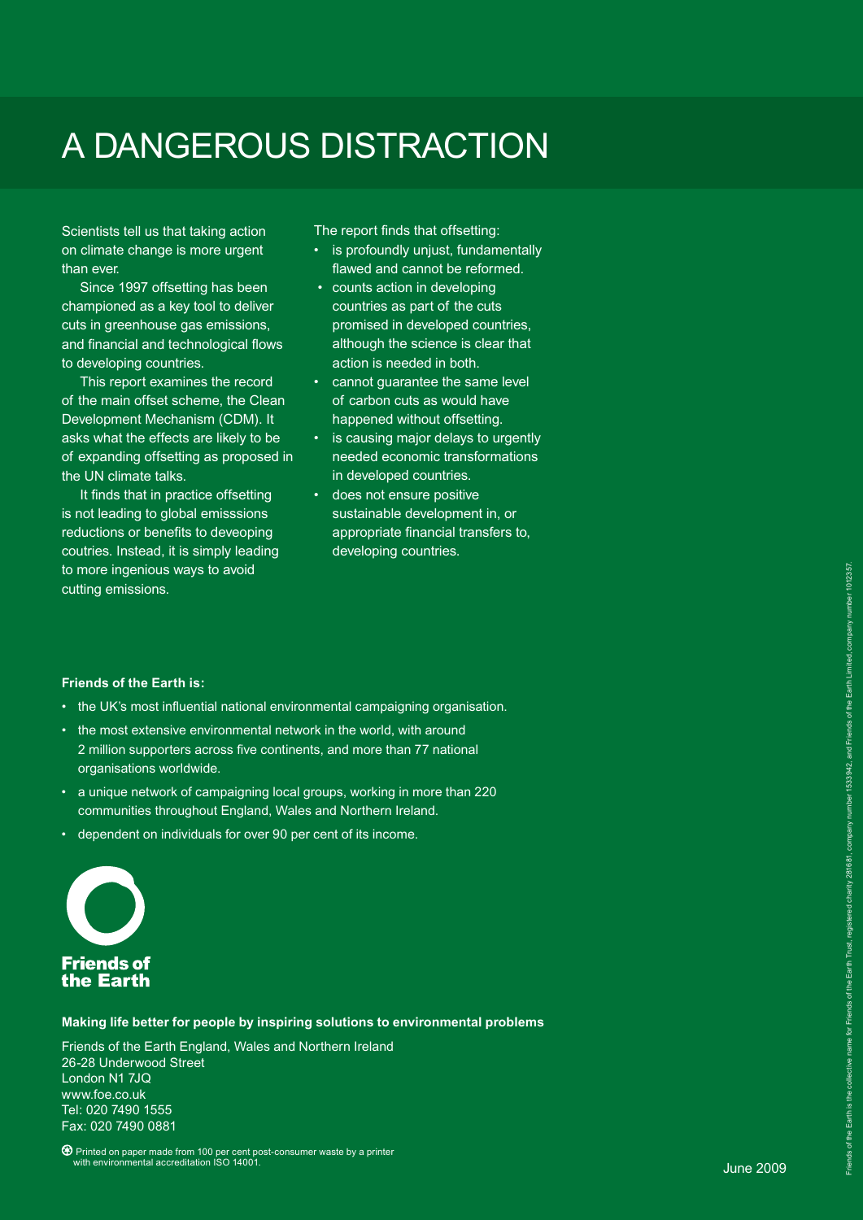# A DANGEROUS DISTRACTION

Scientists tell us that taking action on climate change is more urgent than ever.

Since 1997 offsetting has been championed as a key tool to deliver cuts in greenhouse gas emissions, and financial and technological flows to developing countries.

This report examines the record of the main offset scheme, the Clean Development Mechanism (CDM). It asks what the effects are likely to be of expanding offsetting as proposed in the UN climate talks.

It finds that in practice offsetting is not leading to global emisssions reductions or benefits to deveoping coutries. Instead, it is simply leading to more ingenious ways to avoid cutting emissions.

The report finds that offsetting:

- is profoundly unjust, fundamentally flawed and cannot be reformed.
- counts action in developing countries as part of the cuts promised in developed countries, although the science is clear that action is needed in both.
- cannot guarantee the same level of carbon cuts as would have happened without offsetting.
- is causing major delays to urgently needed economic transformations in developed countries.
- does not ensure positive sustainable development in, or appropriate financial transfers to, developing countries.

**Friends of the Earth is:**

- the UK's most influential national environmental campaigning organisation.
- the most extensive environmental network in the world, with around 2 million supporters across five continents, and more than 77 national organisations worldwide.
- a unique network of campaigning local groups, working in more than 220 communities throughout England, Wales and Northern Ireland.
- dependent on individuals for over 90 per cent of its income.

**Friends of the Earth**

**Making life better for people by inspiring solutions to environmental problems**

Friends of the Earth England, Wales and Northern Ireland
26-28 Underwood Street
London N1 7JQ
www.foe.co.uk
Tel: 020 7490 1555
Fax: 020 7490 0881

Printed on paper made from 100 per cent post-consumer waste by a printer with environmental accreditation ISO 14001.

June 2009

Friends of the Earth is the collective name for Friends of the Earth Trust, registered charity 281681, company number 1533942, and Friends of the Earth Limited, company number 1012357.